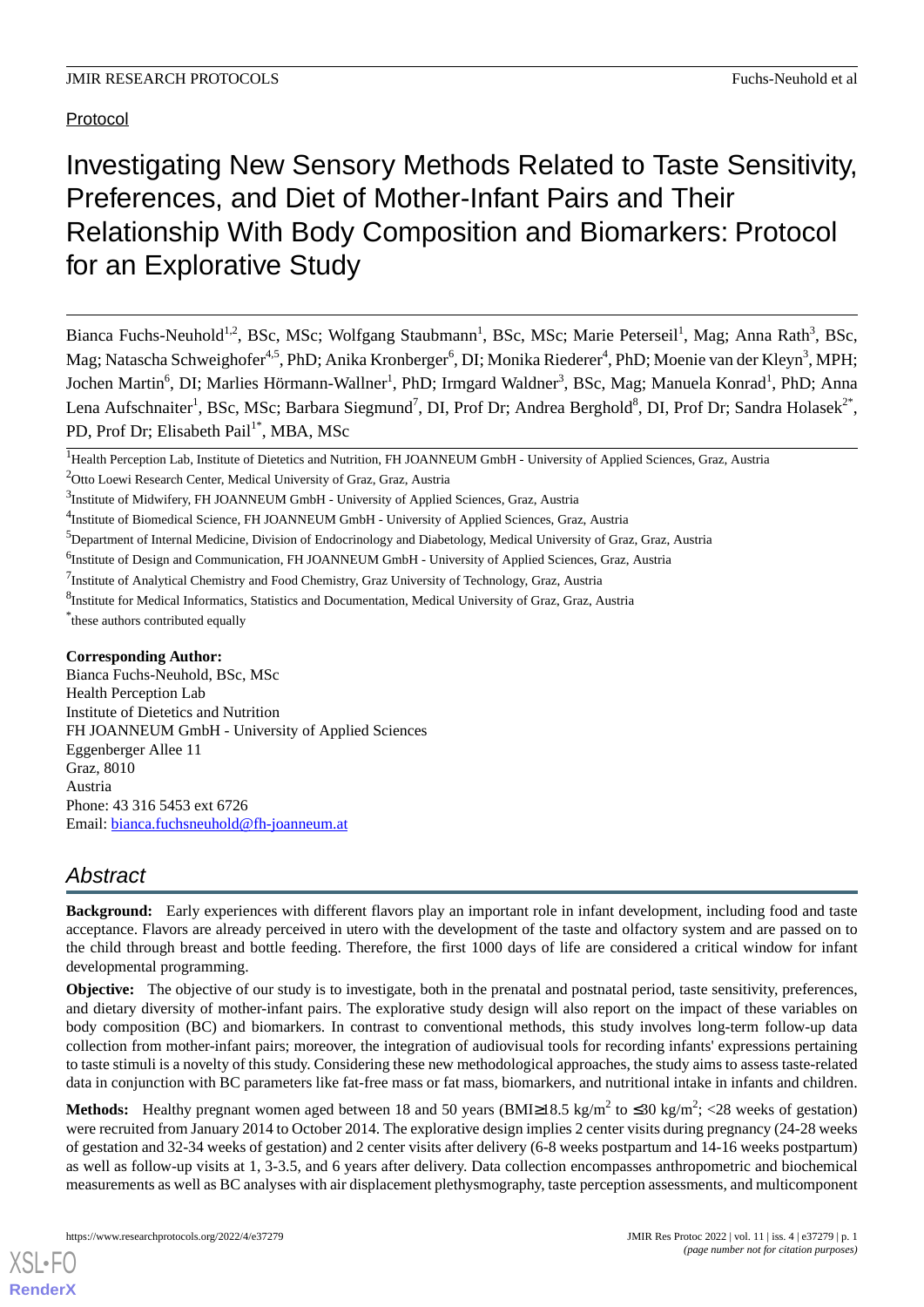Protocol

# Investigating New Sensory Methods Related to Taste Sensitivity, Preferences, and Diet of Mother-Infant Pairs and Their Relationship With Body Composition and Biomarkers: Protocol for an Explorative Study

Bianca Fuchs-Neuhold[1,2], BSc, MSc; Wolfgang Staubmann[1], BSc, MSc; Marie Peterseil[1], Mag; Anna Rath[3], BSc, Mag; Natascha Schweighofer[4,5], PhD; Anika Kronberger[6], DI; Monika Riederer[4], PhD; Moenie van der Kleyn[3], MPH; Jochen Martin[6], DI; Marlies Hörmann-Wallner[1], PhD; Irmgard Waldner[3], BSc, Mag; Manuela Konrad[1], PhD; Anna Lena Aufschnaiter[1], BSc, MSc; Barbara Siegmund[7], DI, Prof Dr; Andrea Berghold[8], DI, Prof Dr; Sandra Holasek[2*], PD, Prof Dr; Elisabeth Pail[1*], MBA, MSc

[1]Health Perception Lab, Institute of Dietetics and Nutrition, FH JOANNEUM GmbH - University of Applied Sciences, Graz, Austria

[2]Otto Loewi Research Center, Medical University of Graz, Graz, Austria

[3]Institute of Midwifery, FH JOANNEUM GmbH - University of Applied Sciences, Graz, Austria

[4]Institute of Biomedical Science, FH JOANNEUM GmbH - University of Applied Sciences, Graz, Austria

[5]Department of Internal Medicine, Division of Endocrinology and Diabetology, Medical University of Graz, Graz, Austria

[6]Institute of Design and Communication, FH JOANNEUM GmbH - University of Applied Sciences, Graz, Austria

[7]Institute of Analytical Chemistry and Food Chemistry, Graz University of Technology, Graz, Austria

[8]Institute for Medical Informatics, Statistics and Documentation, Medical University of Graz, Graz, Austria

[*]these authors contributed equally

**Corresponding Author:**
Bianca Fuchs-Neuhold, BSc, MSc
Health Perception Lab
Institute of Dietetics and Nutrition
FH JOANNEUM GmbH - University of Applied Sciences
Eggenberger Allee 11
Graz, 8010
Austria
Phone: 43 316 5453 ext 6726
Email: bianca.fuchsneuhold@fh-joanneum.at

## Abstract

**Background:** Early experiences with different flavors play an important role in infant development, including food and taste acceptance. Flavors are already perceived in utero with the development of the taste and olfactory system and are passed on to the child through breast and bottle feeding. Therefore, the first 1000 days of life are considered a critical window for infant developmental programming.

**Objective:** The objective of our study is to investigate, both in the prenatal and postnatal period, taste sensitivity, preferences, and dietary diversity of mother-infant pairs. The explorative study design will also report on the impact of these variables on body composition (BC) and biomarkers. In contrast to conventional methods, this study involves long-term follow-up data collection from mother-infant pairs; moreover, the integration of audiovisual tools for recording infants' expressions pertaining to taste stimuli is a novelty of this study. Considering these new methodological approaches, the study aims to assess taste-related data in conjunction with BC parameters like fat-free mass or fat mass, biomarkers, and nutritional intake in infants and children.

**Methods:** Healthy pregnant women aged between 18 and 50 years (BMI≥18.5 kg/m$^2$ to ≤30 kg/m$^2$; <28 weeks of gestation) were recruited from January 2014 to October 2014. The explorative design implies 2 center visits during pregnancy (24-28 weeks of gestation and 32-34 weeks of gestation) and 2 center visits after delivery (6-8 weeks postpartum and 14-16 weeks postpartum) as well as follow-up visits at 1, 3-3.5, and 6 years after delivery. Data collection encompasses anthropometric and biochemical measurements as well as BC analyses with air displacement plethysmography, taste perception assessments, and multicomponent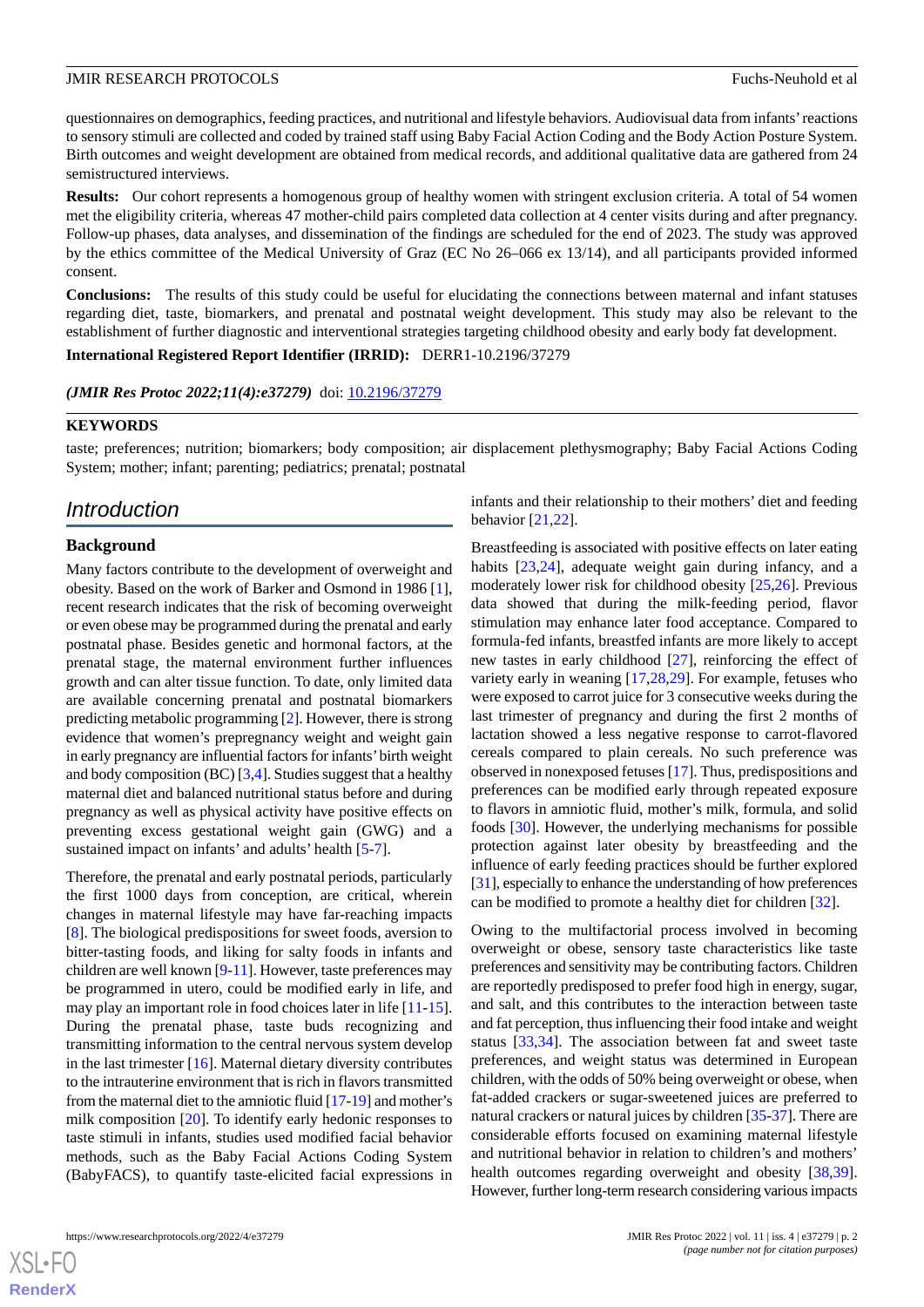questionnaires on demographics, feeding practices, and nutritional and lifestyle behaviors. Audiovisual data from infants' reactions to sensory stimuli are collected and coded by trained staff using Baby Facial Action Coding and the Body Action Posture System. Birth outcomes and weight development are obtained from medical records, and additional qualitative data are gathered from 24 semistructured interviews.

**Results:** Our cohort represents a homogenous group of healthy women with stringent exclusion criteria. A total of 54 women met the eligibility criteria, whereas 47 mother-child pairs completed data collection at 4 center visits during and after pregnancy. Follow-up phases, data analyses, and dissemination of the findings are scheduled for the end of 2023. The study was approved by the ethics committee of the Medical University of Graz (EC No 26–066 ex 13/14), and all participants provided informed consent.

**Conclusions:** The results of this study could be useful for elucidating the connections between maternal and infant statuses regarding diet, taste, biomarkers, and prenatal and postnatal weight development. This study may also be relevant to the establishment of further diagnostic and interventional strategies targeting childhood obesity and early body fat development.

**International Registered Report Identifier (IRRID):** DERR1-10.2196/37279

***(JMIR Res Protoc 2022;11(4):e37279)*** doi: 10.2196/37279

**KEYWORDS**

taste; preferences; nutrition; biomarkers; body composition; air displacement plethysmography; Baby Facial Actions Coding System; mother; infant; parenting; pediatrics; prenatal; postnatal

## Introduction

### Background

Many factors contribute to the development of overweight and obesity. Based on the work of Barker and Osmond in 1986 [1], recent research indicates that the risk of becoming overweight or even obese may be programmed during the prenatal and early postnatal phase. Besides genetic and hormonal factors, at the prenatal stage, the maternal environment further influences growth and can alter tissue function. To date, only limited data are available concerning prenatal and postnatal biomarkers predicting metabolic programming [2]. However, there is strong evidence that women's prepregnancy weight and weight gain in early pregnancy are influential factors for infants' birth weight and body composition (BC) [3,4]. Studies suggest that a healthy maternal diet and balanced nutritional status before and during pregnancy as well as physical activity have positive effects on preventing excess gestational weight gain (GWG) and a sustained impact on infants' and adults' health [5-7].

Therefore, the prenatal and early postnatal periods, particularly the first 1000 days from conception, are critical, wherein changes in maternal lifestyle may have far-reaching impacts [8]. The biological predispositions for sweet foods, aversion to bitter-tasting foods, and liking for salty foods in infants and children are well known [9-11]. However, taste preferences may be programmed in utero, could be modified early in life, and may play an important role in food choices later in life [11-15]. During the prenatal phase, taste buds recognizing and transmitting information to the central nervous system develop in the last trimester [16]. Maternal dietary diversity contributes to the intrauterine environment that is rich in flavors transmitted from the maternal diet to the amniotic fluid [17-19] and mother's milk composition [20]. To identify early hedonic responses to taste stimuli in infants, studies used modified facial behavior methods, such as the Baby Facial Actions Coding System (BabyFACS), to quantify taste-elicited facial expressions in infants and their relationship to their mothers' diet and feeding behavior [21,22].

Breastfeeding is associated with positive effects on later eating habits [23,24], adequate weight gain during infancy, and a moderately lower risk for childhood obesity [25,26]. Previous data showed that during the milk-feeding period, flavor stimulation may enhance later food acceptance. Compared to formula-fed infants, breastfed infants are more likely to accept new tastes in early childhood [27], reinforcing the effect of variety early in weaning [17,28,29]. For example, fetuses who were exposed to carrot juice for 3 consecutive weeks during the last trimester of pregnancy and during the first 2 months of lactation showed a less negative response to carrot-flavored cereals compared to plain cereals. No such preference was observed in nonexposed fetuses [17]. Thus, predispositions and preferences can be modified early through repeated exposure to flavors in amniotic fluid, mother's milk, formula, and solid foods [30]. However, the underlying mechanisms for possible protection against later obesity by breastfeeding and the influence of early feeding practices should be further explored [31], especially to enhance the understanding of how preferences can be modified to promote a healthy diet for children [32].

Owing to the multifactorial process involved in becoming overweight or obese, sensory taste characteristics like taste preferences and sensitivity may be contributing factors. Children are reportedly predisposed to prefer food high in energy, sugar, and salt, and this contributes to the interaction between taste and fat perception, thus influencing their food intake and weight status [33,34]. The association between fat and sweet taste preferences, and weight status was determined in European children, with the odds of 50% being overweight or obese, when fat-added crackers or sugar-sweetened juices are preferred to natural crackers or natural juices by children [35-37]. There are considerable efforts focused on examining maternal lifestyle and nutritional behavior in relation to children's and mothers' health outcomes regarding overweight and obesity [38,39]. However, further long-term research considering various impacts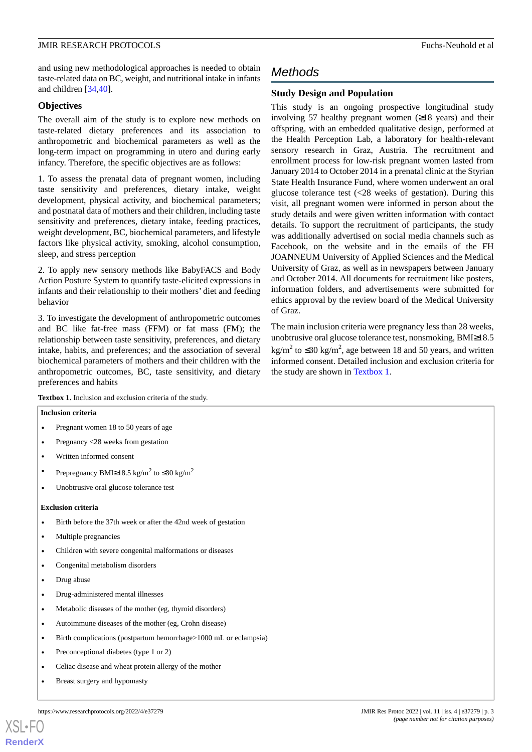and using new methodological approaches is needed to obtain taste-related data on BC, weight, and nutritional intake in infants and children [34,40].

### Objectives

The overall aim of the study is to explore new methods on taste-related dietary preferences and its association to anthropometric and biochemical parameters as well as the long-term impact on programming in utero and during early infancy. Therefore, the specific objectives are as follows:

1. To assess the prenatal data of pregnant women, including taste sensitivity and preferences, dietary intake, weight development, physical activity, and biochemical parameters; and postnatal data of mothers and their children, including taste sensitivity and preferences, dietary intake, feeding practices, weight development, BC, biochemical parameters, and lifestyle factors like physical activity, smoking, alcohol consumption, sleep, and stress perception

2. To apply new sensory methods like BabyFACS and Body Action Posture System to quantify taste-elicited expressions in infants and their relationship to their mothers' diet and feeding behavior

3. To investigate the development of anthropometric outcomes and BC like fat-free mass (FFM) or fat mass (FM); the relationship between taste sensitivity, preferences, and dietary intake, habits, and preferences; and the association of several biochemical parameters of mothers and their children with the anthropometric outcomes, BC, taste sensitivity, and dietary preferences and habits

## Methods

### Study Design and Population

This study is an ongoing prospective longitudinal study involving 57 healthy pregnant women (≥18 years) and their offspring, with an embedded qualitative design, performed at the Health Perception Lab, a laboratory for health-relevant sensory research in Graz, Austria. The recruitment and enrollment process for low-risk pregnant women lasted from January 2014 to October 2014 in a prenatal clinic at the Styrian State Health Insurance Fund, where women underwent an oral glucose tolerance test (<28 weeks of gestation). During this visit, all pregnant women were informed in person about the study details and were given written information with contact details. To support the recruitment of participants, the study was additionally advertised on social media channels such as Facebook, on the website and in the emails of the FH JOANNEUM University of Applied Sciences and the Medical University of Graz, as well as in newspapers between January and October 2014. All documents for recruitment like posters, information folders, and advertisements were submitted for ethics approval by the review board of the Medical University of Graz.

The main inclusion criteria were pregnancy less than 28 weeks, unobtrusive oral glucose tolerance test, nonsmoking, BMI≥18.5 kg/m$^2$ to ≤30 kg/m$^2$, age between 18 and 50 years, and written informed consent. Detailed inclusion and exclusion criteria for the study are shown in Textbox 1.

**Textbox 1.** Inclusion and exclusion criteria of the study.

**Inclusion criteria**

- Pregnant women 18 to 50 years of age
- Pregnancy <28 weeks from gestation
- Written informed consent
- Prepregnancy BMI≥18.5 kg/m$^2$ to ≤30 kg/m$^2$
- Unobtrusive oral glucose tolerance test

**Exclusion criteria**

- Birth before the 37th week or after the 42nd week of gestation
- Multiple pregnancies
- Children with severe congenital malformations or diseases
- Congenital metabolism disorders
- Drug abuse
- Drug-administered mental illnesses
- Metabolic diseases of the mother (eg, thyroid disorders)
- Autoimmune diseases of the mother (eg, Crohn disease)
- Birth complications (postpartum hemorrhage>1000 mL or eclampsia)
- Preconceptional diabetes (type 1 or 2)
- Celiac disease and wheat protein allergy of the mother
- Breast surgery and hypomasty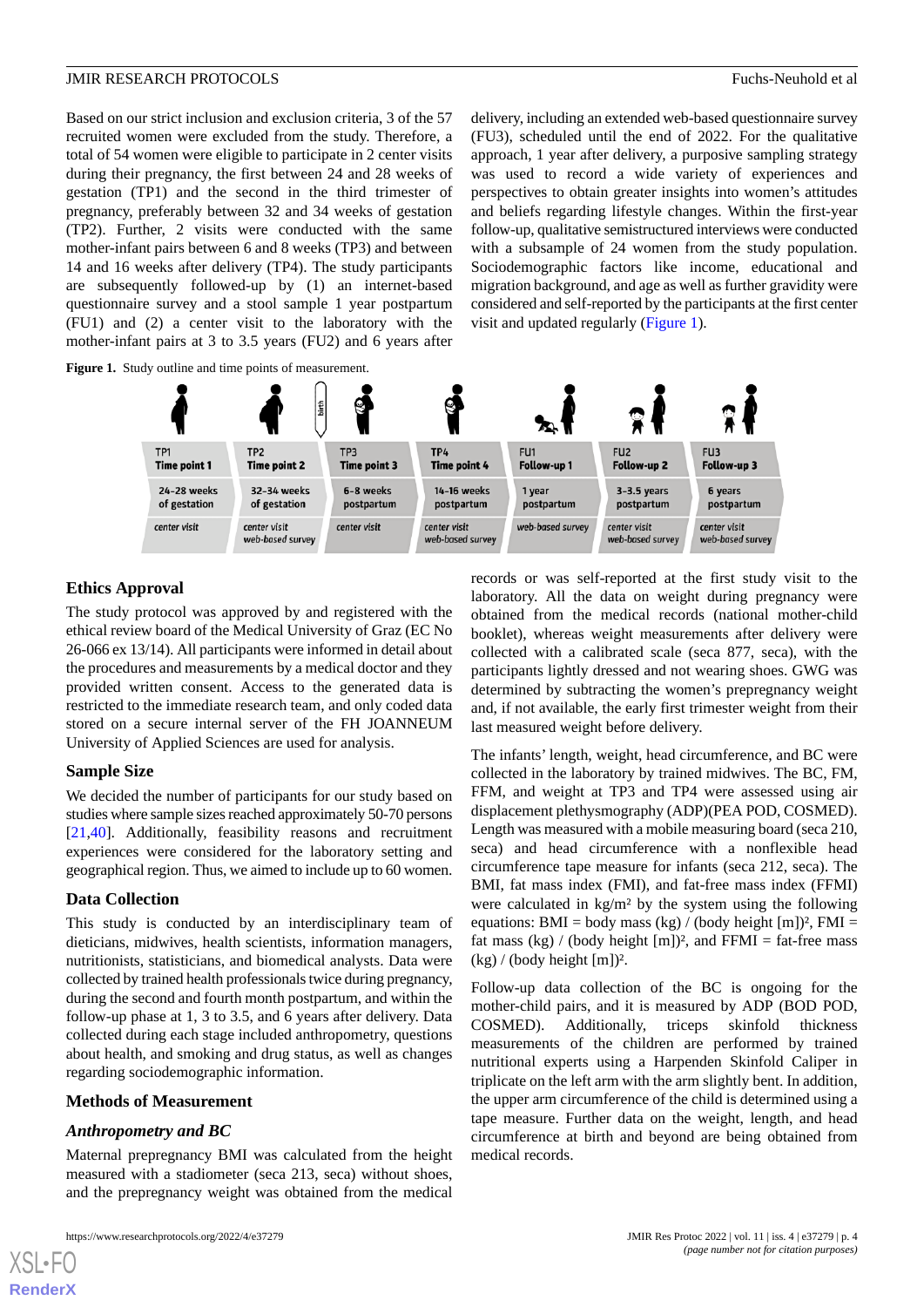Based on our strict inclusion and exclusion criteria, 3 of the 57 recruited women were excluded from the study. Therefore, a total of 54 women were eligible to participate in 2 center visits during their pregnancy, the first between 24 and 28 weeks of gestation (TP1) and the second in the third trimester of pregnancy, preferably between 32 and 34 weeks of gestation (TP2). Further, 2 visits were conducted with the same mother-infant pairs between 6 and 8 weeks (TP3) and between 14 and 16 weeks after delivery (TP4). The study participants are subsequently followed-up by (1) an internet-based questionnaire survey and a stool sample 1 year postpartum (FU1) and (2) a center visit to the laboratory with the mother-infant pairs at 3 to 3.5 years (FU2) and 6 years after delivery, including an extended web-based questionnaire survey (FU3), scheduled until the end of 2022. For the qualitative approach, 1 year after delivery, a purposive sampling strategy was used to record a wide variety of experiences and perspectives to obtain greater insights into women's attitudes and beliefs regarding lifestyle changes. Within the first-year follow-up, qualitative semistructured interviews were conducted with a subsample of 24 women from the study population. Sociodemographic factors like income, educational and migration background, and age as well as further gravidity were considered and self-reported by the participants at the first center visit and updated regularly (Figure 1).

**Figure 1.** Study outline and time points of measurement.

| TP1 Time point 1 | TP2 Time point 2 | TP3 Time point 3 | TP4 Time point 4 | FU1 Follow-up 1 | FU2 Follow-up 2 | FU3 Follow-up 3 |
|---|---|---|---|---|---|---|
| 24-28 weeks of gestation | 32-34 weeks of gestation | 6-8 weeks postpartum | 14-16 weeks postpartum | 1 year postpartum | 3-3.5 years postpartum | 6 years postpartum |
| center visit | center visit web-based survey | center visit | center visit web-based survey | web-based survey | center visit web-based survey | center visit web-based survey |

## Ethics Approval

The study protocol was approved by and registered with the ethical review board of the Medical University of Graz (EC No 26-066 ex 13/14). All participants were informed in detail about the procedures and measurements by a medical doctor and they provided written consent. Access to the generated data is restricted to the immediate research team, and only coded data stored on a secure internal server of the FH JOANNEUM University of Applied Sciences are used for analysis.

## Sample Size

We decided the number of participants for our study based on studies where sample sizes reached approximately 50-70 persons [21,40]. Additionally, feasibility reasons and recruitment experiences were considered for the laboratory setting and geographical region. Thus, we aimed to include up to 60 women.

## Data Collection

This study is conducted by an interdisciplinary team of dieticians, midwives, health scientists, information managers, nutritionists, statisticians, and biomedical analysts. Data were collected by trained health professionals twice during pregnancy, during the second and fourth month postpartum, and within the follow-up phase at 1, 3 to 3.5, and 6 years after delivery. Data collected during each stage included anthropometry, questions about health, and smoking and drug status, as well as changes regarding sociodemographic information.

## Methods of Measurement

### *Anthropometry and BC*

Maternal prepregnancy BMI was calculated from the height measured with a stadiometer (seca 213, seca) without shoes, and the prepregnancy weight was obtained from the medical records or was self-reported at the first study visit to the laboratory. All the data on weight during pregnancy were obtained from the medical records (national mother-child booklet), whereas weight measurements after delivery were collected with a calibrated scale (seca 877, seca), with the participants lightly dressed and not wearing shoes. GWG was determined by subtracting the women's prepregnancy weight and, if not available, the early first trimester weight from their last measured weight before delivery.

The infants' length, weight, head circumference, and BC were collected in the laboratory by trained midwives. The BC, FM, FFM, and weight at TP3 and TP4 were assessed using air displacement plethysmography (ADP)(PEA POD, COSMED). Length was measured with a mobile measuring board (seca 210, seca) and head circumference with a nonflexible head circumference tape measure for infants (seca 212, seca). The BMI, fat mass index (FMI), and fat-free mass index (FFMI) were calculated in kg/m² by the system using the following equations: BMI = body mass (kg) / (body height [m])², FMI = fat mass (kg) / (body height [m])², and FFMI = fat-free mass (kg) / (body height [m])².

Follow-up data collection of the BC is ongoing for the mother-child pairs, and it is measured by ADP (BOD POD, COSMED). Additionally, triceps skinfold thickness measurements of the children are performed by trained nutritional experts using a Harpenden Skinfold Caliper in triplicate on the left arm with the arm slightly bent. In addition, the upper arm circumference of the child is determined using a tape measure. Further data on the weight, length, and head circumference at birth and beyond are being obtained from medical records.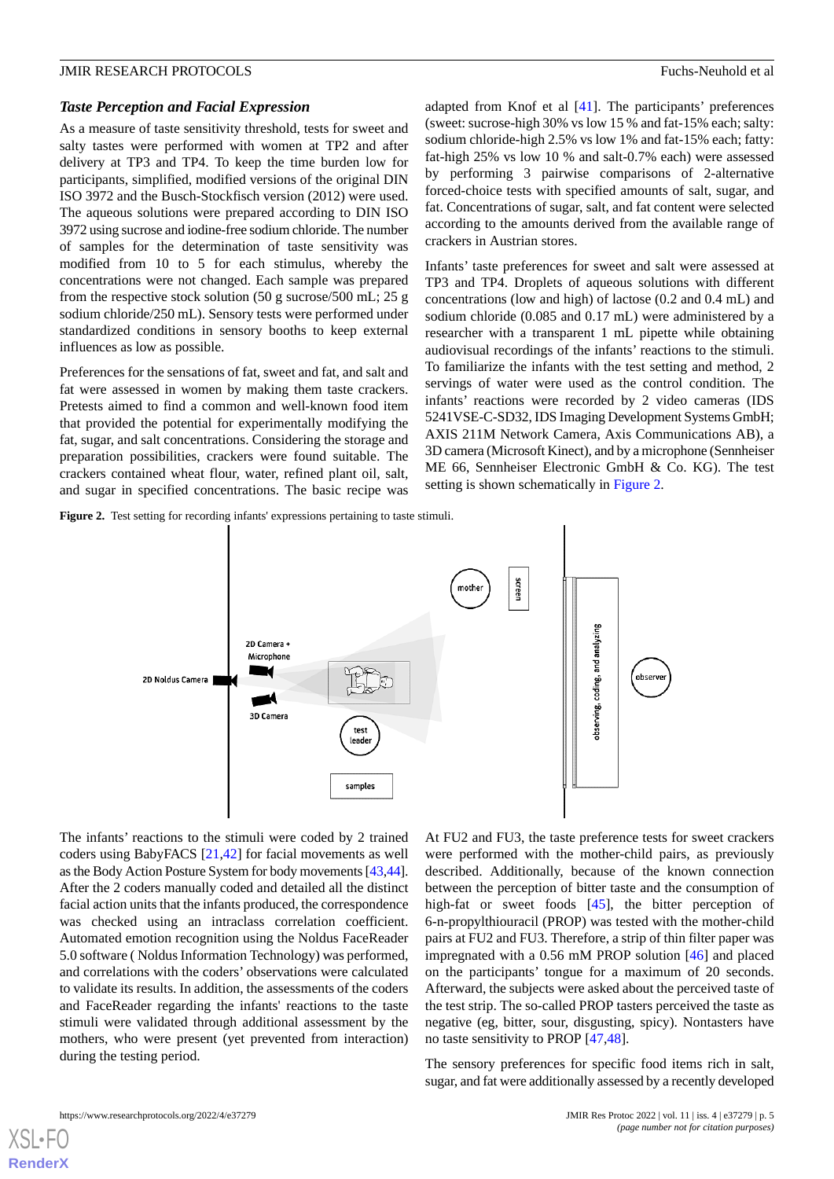### Taste Perception and Facial Expression

As a measure of taste sensitivity threshold, tests for sweet and salty tastes were performed with women at TP2 and after delivery at TP3 and TP4. To keep the time burden low for participants, simplified, modified versions of the original DIN ISO 3972 and the Busch-Stockfisch version (2012) were used. The aqueous solutions were prepared according to DIN ISO 3972 using sucrose and iodine-free sodium chloride. The number of samples for the determination of taste sensitivity was modified from 10 to 5 for each stimulus, whereby the concentrations were not changed. Each sample was prepared from the respective stock solution (50 g sucrose/500 mL; 25 g sodium chloride/250 mL). Sensory tests were performed under standardized conditions in sensory booths to keep external influences as low as possible.

Preferences for the sensations of fat, sweet and fat, and salt and fat were assessed in women by making them taste crackers. Pretests aimed to find a common and well-known food item that provided the potential for experimentally modifying the fat, sugar, and salt concentrations. Considering the storage and preparation possibilities, crackers were found suitable. The crackers contained wheat flour, water, refined plant oil, salt, and sugar in specified concentrations. The basic recipe was adapted from Knof et al [41]. The participants' preferences (sweet: sucrose-high 30% vs low 15 % and fat-15% each; salty: sodium chloride-high 2.5% vs low 1% and fat-15% each; fatty: fat-high 25% vs low 10 % and salt-0.7% each) were assessed by performing 3 pairwise comparisons of 2-alternative forced-choice tests with specified amounts of salt, sugar, and fat. Concentrations of sugar, salt, and fat content were selected according to the amounts derived from the available range of crackers in Austrian stores.

Infants' taste preferences for sweet and salt were assessed at TP3 and TP4. Droplets of aqueous solutions with different concentrations (low and high) of lactose (0.2 and 0.4 mL) and sodium chloride (0.085 and 0.17 mL) were administered by a researcher with a transparent 1 mL pipette while obtaining audiovisual recordings of the infants' reactions to the stimuli. To familiarize the infants with the test setting and method, 2 servings of water were used as the control condition. The infants' reactions were recorded by 2 video cameras (IDS 5241VSE-C-SD32, IDS Imaging Development Systems GmbH; AXIS 211M Network Camera, Axis Communications AB), a 3D camera (Microsoft Kinect), and by a microphone (Sennheiser ME 66, Sennheiser Electronic GmbH & Co. KG). The test setting is shown schematically in Figure 2.

**Figure 2.** Test setting for recording infants' expressions pertaining to taste stimuli.

The infants' reactions to the stimuli were coded by 2 trained coders using BabyFACS [21,42] for facial movements as well as the Body Action Posture System for body movements [43,44]. After the 2 coders manually coded and detailed all the distinct facial action units that the infants produced, the correspondence was checked using an intraclass correlation coefficient. Automated emotion recognition using the Noldus FaceReader 5.0 software ( Noldus Information Technology) was performed, and correlations with the coders' observations were calculated to validate its results. In addition, the assessments of the coders and FaceReader regarding the infants' reactions to the taste stimuli were validated through additional assessment by the mothers, who were present (yet prevented from interaction) during the testing period.

At FU2 and FU3, the taste preference tests for sweet crackers were performed with the mother-child pairs, as previously described. Additionally, because of the known connection between the perception of bitter taste and the consumption of high-fat or sweet foods [45], the bitter perception of 6-n-propylthiouracil (PROP) was tested with the mother-child pairs at FU2 and FU3. Therefore, a strip of thin filter paper was impregnated with a 0.56 mM PROP solution [46] and placed on the participants' tongue for a maximum of 20 seconds. Afterward, the subjects were asked about the perceived taste of the test strip. The so-called PROP tasters perceived the taste as negative (eg, bitter, sour, disgusting, spicy). Nontasters have no taste sensitivity to PROP [47,48].

The sensory preferences for specific food items rich in salt, sugar, and fat were additionally assessed by a recently developed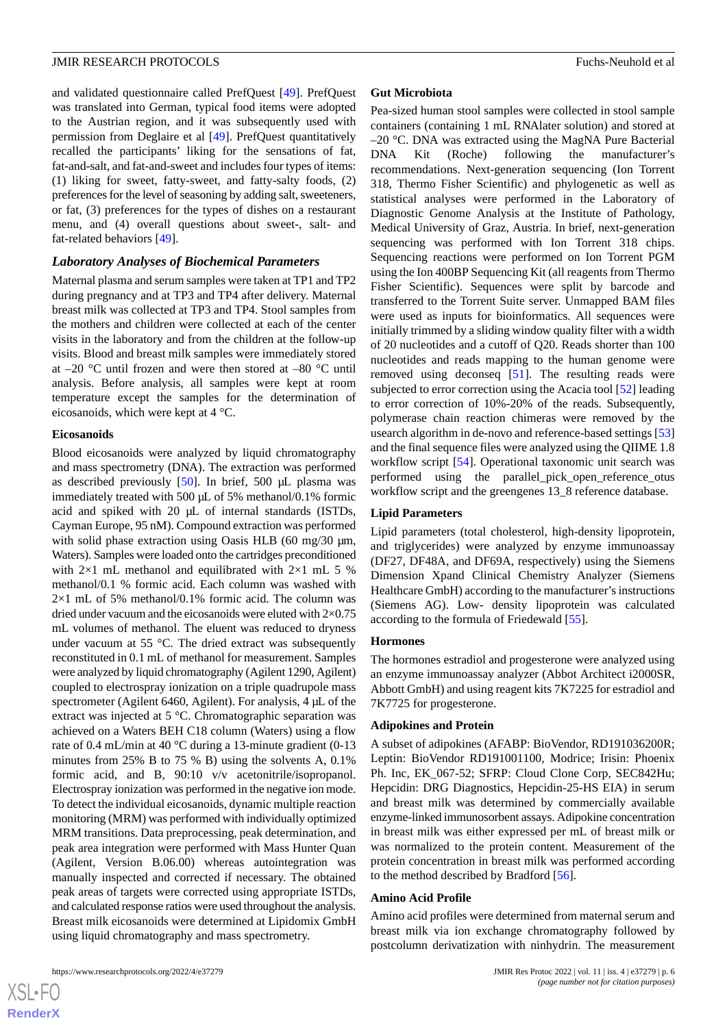and validated questionnaire called PrefQuest [49]. PrefQuest was translated into German, typical food items were adopted to the Austrian region, and it was subsequently used with permission from Deglaire et al [49]. PrefQuest quantitatively recalled the participants' liking for the sensations of fat, fat-and-salt, and fat-and-sweet and includes four types of items: (1) liking for sweet, fatty-sweet, and fatty-salty foods, (2) preferences for the level of seasoning by adding salt, sweeteners, or fat, (3) preferences for the types of dishes on a restaurant menu, and (4) overall questions about sweet-, salt- and fat-related behaviors [49].

### *Laboratory Analyses of Biochemical Parameters*

Maternal plasma and serum samples were taken at TP1 and TP2 during pregnancy and at TP3 and TP4 after delivery. Maternal breast milk was collected at TP3 and TP4. Stool samples from the mothers and children were collected at each of the center visits in the laboratory and from the children at the follow-up visits. Blood and breast milk samples were immediately stored at –20 °C until frozen and were then stored at –80 °C until analysis. Before analysis, all samples were kept at room temperature except the samples for the determination of eicosanoids, which were kept at 4 °C.

#### Eicosanoids

Blood eicosanoids were analyzed by liquid chromatography and mass spectrometry (DNA). The extraction was performed as described previously [50]. In brief, 500 µL plasma was immediately treated with 500 µL of 5% methanol/0.1% formic acid and spiked with 20 µL of internal standards (ISTDs, Cayman Europe, 95 nM). Compound extraction was performed with solid phase extraction using Oasis HLB (60 mg/30 µm, Waters). Samples were loaded onto the cartridges preconditioned with 2×1 mL methanol and equilibrated with 2×1 mL 5 % methanol/0.1 % formic acid. Each column was washed with 2×1 mL of 5% methanol/0.1% formic acid. The column was dried under vacuum and the eicosanoids were eluted with 2×0.75 mL volumes of methanol. The eluent was reduced to dryness under vacuum at 55 °C. The dried extract was subsequently reconstituted in 0.1 mL of methanol for measurement. Samples were analyzed by liquid chromatography (Agilent 1290, Agilent) coupled to electrospray ionization on a triple quadrupole mass spectrometer (Agilent 6460, Agilent). For analysis, 4 µL of the extract was injected at 5 °C. Chromatographic separation was achieved on a Waters BEH C18 column (Waters) using a flow rate of 0.4 mL/min at 40 °C during a 13-minute gradient (0-13 minutes from 25% B to 75 % B) using the solvents A, 0.1% formic acid, and B, 90:10 v/v acetonitrile/isopropanol. Electrospray ionization was performed in the negative ion mode. To detect the individual eicosanoids, dynamic multiple reaction monitoring (MRM) was performed with individually optimized MRM transitions. Data preprocessing, peak determination, and peak area integration were performed with Mass Hunter Quan (Agilent, Version B.06.00) whereas autointegration was manually inspected and corrected if necessary. The obtained peak areas of targets were corrected using appropriate ISTDs, and calculated response ratios were used throughout the analysis. Breast milk eicosanoids were determined at Lipidomix GmbH using liquid chromatography and mass spectrometry.

#### Gut Microbiota

Pea-sized human stool samples were collected in stool sample containers (containing 1 mL RNAlater solution) and stored at –20 °C. DNA was extracted using the MagNA Pure Bacterial DNA Kit (Roche) following the manufacturer's recommendations. Next-generation sequencing (Ion Torrent 318, Thermo Fisher Scientific) and phylogenetic as well as statistical analyses were performed in the Laboratory of Diagnostic Genome Analysis at the Institute of Pathology, Medical University of Graz, Austria. In brief, next-generation sequencing was performed with Ion Torrent 318 chips. Sequencing reactions were performed on Ion Torrent PGM using the Ion 400BP Sequencing Kit (all reagents from Thermo Fisher Scientific). Sequences were split by barcode and transferred to the Torrent Suite server. Unmapped BAM files were used as inputs for bioinformatics. All sequences were initially trimmed by a sliding window quality filter with a width of 20 nucleotides and a cutoff of Q20. Reads shorter than 100 nucleotides and reads mapping to the human genome were removed using deconseq [51]. The resulting reads were subjected to error correction using the Acacia tool [52] leading to error correction of 10%-20% of the reads. Subsequently, polymerase chain reaction chimeras were removed by the usearch algorithm in de-novo and reference-based settings [53] and the final sequence files were analyzed using the QIIME 1.8 workflow script [54]. Operational taxonomic unit search was performed using the parallel_pick_open_reference_otus workflow script and the greengenes 13_8 reference database.

#### Lipid Parameters

Lipid parameters (total cholesterol, high-density lipoprotein, and triglycerides) were analyzed by enzyme immunoassay (DF27, DF48A, and DF69A, respectively) using the Siemens Dimension Xpand Clinical Chemistry Analyzer (Siemens Healthcare GmbH) according to the manufacturer's instructions (Siemens AG). Low- density lipoprotein was calculated according to the formula of Friedewald [55].

#### Hormones

The hormones estradiol and progesterone were analyzed using an enzyme immunoassay analyzer (Abbot Architect i2000SR, Abbott GmbH) and using reagent kits 7K7225 for estradiol and 7K7725 for progesterone.

#### Adipokines and Protein

A subset of adipokines (AFABP: BioVendor, RD191036200R; Leptin: BioVendor RD191001100, Modrice; Irisin: Phoenix Ph. Inc, EK_067-52; SFRP: Cloud Clone Corp, SEC842Hu; Hepcidin: DRG Diagnostics, Hepcidin-25-HS EIA) in serum and breast milk was determined by commercially available enzyme-linked immunosorbent assays. Adipokine concentration in breast milk was either expressed per mL of breast milk or was normalized to the protein content. Measurement of the protein concentration in breast milk was performed according to the method described by Bradford [56].

#### Amino Acid Profile

Amino acid profiles were determined from maternal serum and breast milk via ion exchange chromatography followed by postcolumn derivatization with ninhydrin. The measurement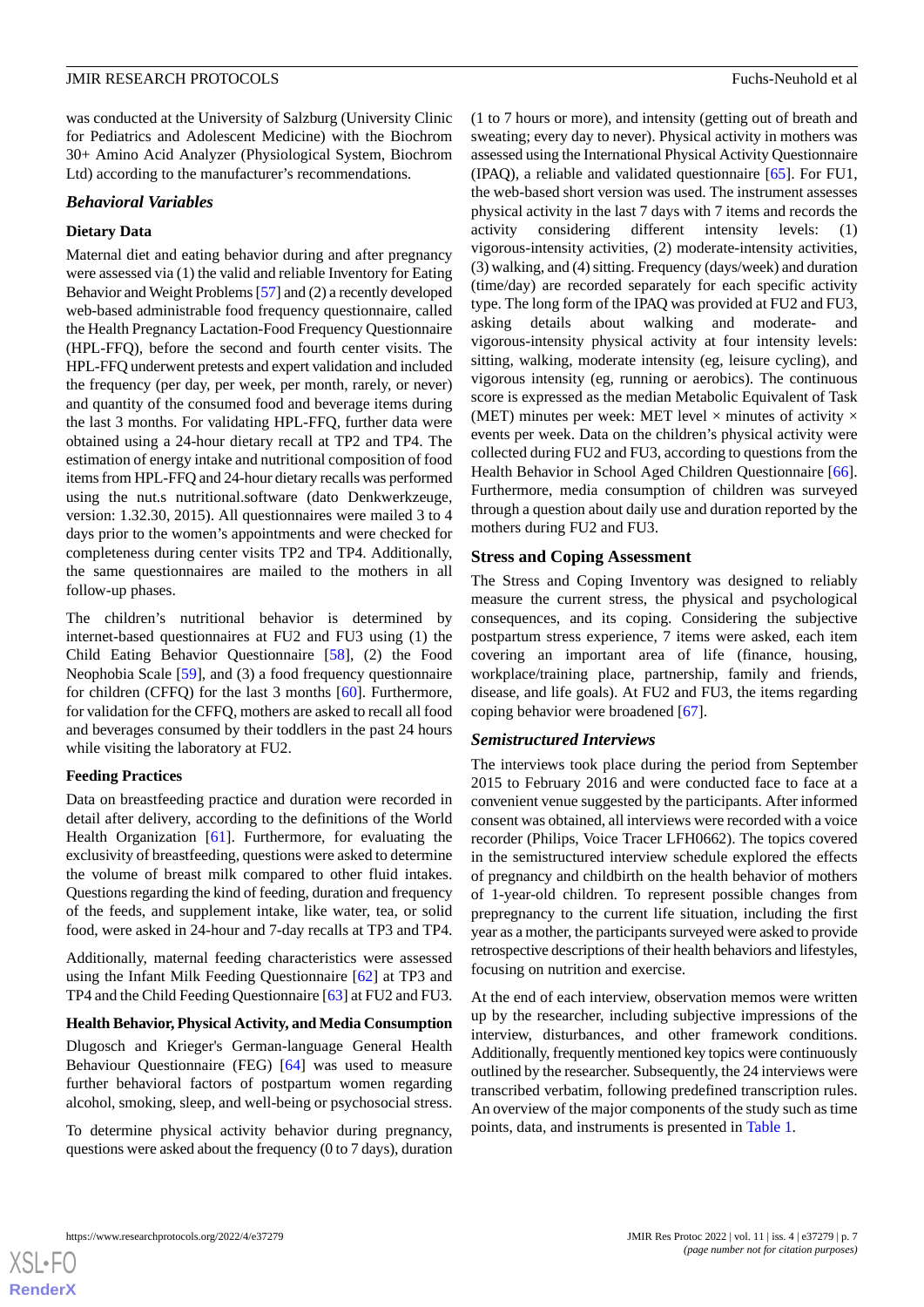was conducted at the University of Salzburg (University Clinic for Pediatrics and Adolescent Medicine) with the Biochrom 30+ Amino Acid Analyzer (Physiological System, Biochrom Ltd) according to the manufacturer's recommendations.

## Behavioral Variables

### Dietary Data

Maternal diet and eating behavior during and after pregnancy were assessed via (1) the valid and reliable Inventory for Eating Behavior and Weight Problems [57] and (2) a recently developed web-based administrable food frequency questionnaire, called the Health Pregnancy Lactation-Food Frequency Questionnaire (HPL-FFQ), before the second and fourth center visits. The HPL-FFQ underwent pretests and expert validation and included the frequency (per day, per week, per month, rarely, or never) and quantity of the consumed food and beverage items during the last 3 months. For validating HPL-FFQ, further data were obtained using a 24-hour dietary recall at TP2 and TP4. The estimation of energy intake and nutritional composition of food items from HPL-FFQ and 24-hour dietary recalls was performed using the nut.s nutritional.software (dato Denkwerkzeuge, version: 1.32.30, 2015). All questionnaires were mailed 3 to 4 days prior to the women's appointments and were checked for completeness during center visits TP2 and TP4. Additionally, the same questionnaires are mailed to the mothers in all follow-up phases.

The children's nutritional behavior is determined by internet-based questionnaires at FU2 and FU3 using (1) the Child Eating Behavior Questionnaire [58], (2) the Food Neophobia Scale [59], and (3) a food frequency questionnaire for children (CFFQ) for the last 3 months [60]. Furthermore, for validation for the CFFQ, mothers are asked to recall all food and beverages consumed by their toddlers in the past 24 hours while visiting the laboratory at FU2.

### Feeding Practices

Data on breastfeeding practice and duration were recorded in detail after delivery, according to the definitions of the World Health Organization [61]. Furthermore, for evaluating the exclusivity of breastfeeding, questions were asked to determine the volume of breast milk compared to other fluid intakes. Questions regarding the kind of feeding, duration and frequency of the feeds, and supplement intake, like water, tea, or solid food, were asked in 24-hour and 7-day recalls at TP3 and TP4.

Additionally, maternal feeding characteristics were assessed using the Infant Milk Feeding Questionnaire [62] at TP3 and TP4 and the Child Feeding Questionnaire [63] at FU2 and FU3.

### Health Behavior, Physical Activity, and Media Consumption

Dlugosch and Krieger's German-language General Health Behaviour Questionnaire (FEG) [64] was used to measure further behavioral factors of postpartum women regarding alcohol, smoking, sleep, and well-being or psychosocial stress.

To determine physical activity behavior during pregnancy, questions were asked about the frequency (0 to 7 days), duration (1 to 7 hours or more), and intensity (getting out of breath and sweating; every day to never). Physical activity in mothers was assessed using the International Physical Activity Questionnaire (IPAQ), a reliable and validated questionnaire [65]. For FU1, the web-based short version was used. The instrument assesses physical activity in the last 7 days with 7 items and records the activity considering different intensity levels: (1) vigorous-intensity activities, (2) moderate-intensity activities, (3) walking, and (4) sitting. Frequency (days/week) and duration (time/day) are recorded separately for each specific activity type. The long form of the IPAQ was provided at FU2 and FU3, asking details about walking and moderate- and vigorous-intensity physical activity at four intensity levels: sitting, walking, moderate intensity (eg, leisure cycling), and vigorous intensity (eg, running or aerobics). The continuous score is expressed as the median Metabolic Equivalent of Task (MET) minutes per week: MET level × minutes of activity × events per week. Data on the children's physical activity were collected during FU2 and FU3, according to questions from the Health Behavior in School Aged Children Questionnaire [66]. Furthermore, media consumption of children was surveyed through a question about daily use and duration reported by the mothers during FU2 and FU3.

### Stress and Coping Assessment

The Stress and Coping Inventory was designed to reliably measure the current stress, the physical and psychological consequences, and its coping. Considering the subjective postpartum stress experience, 7 items were asked, each item covering an important area of life (finance, housing, workplace/training place, partnership, family and friends, disease, and life goals). At FU2 and FU3, the items regarding coping behavior were broadened [67].

## Semistructured Interviews

The interviews took place during the period from September 2015 to February 2016 and were conducted face to face at a convenient venue suggested by the participants. After informed consent was obtained, all interviews were recorded with a voice recorder (Philips, Voice Tracer LFH0662). The topics covered in the semistructured interview schedule explored the effects of pregnancy and childbirth on the health behavior of mothers of 1-year-old children. To represent possible changes from prepregnancy to the current life situation, including the first year as a mother, the participants surveyed were asked to provide retrospective descriptions of their health behaviors and lifestyles, focusing on nutrition and exercise.

At the end of each interview, observation memos were written up by the researcher, including subjective impressions of the interview, disturbances, and other framework conditions. Additionally, frequently mentioned key topics were continuously outlined by the researcher. Subsequently, the 24 interviews were transcribed verbatim, following predefined transcription rules. An overview of the major components of the study such as time points, data, and instruments is presented in Table 1.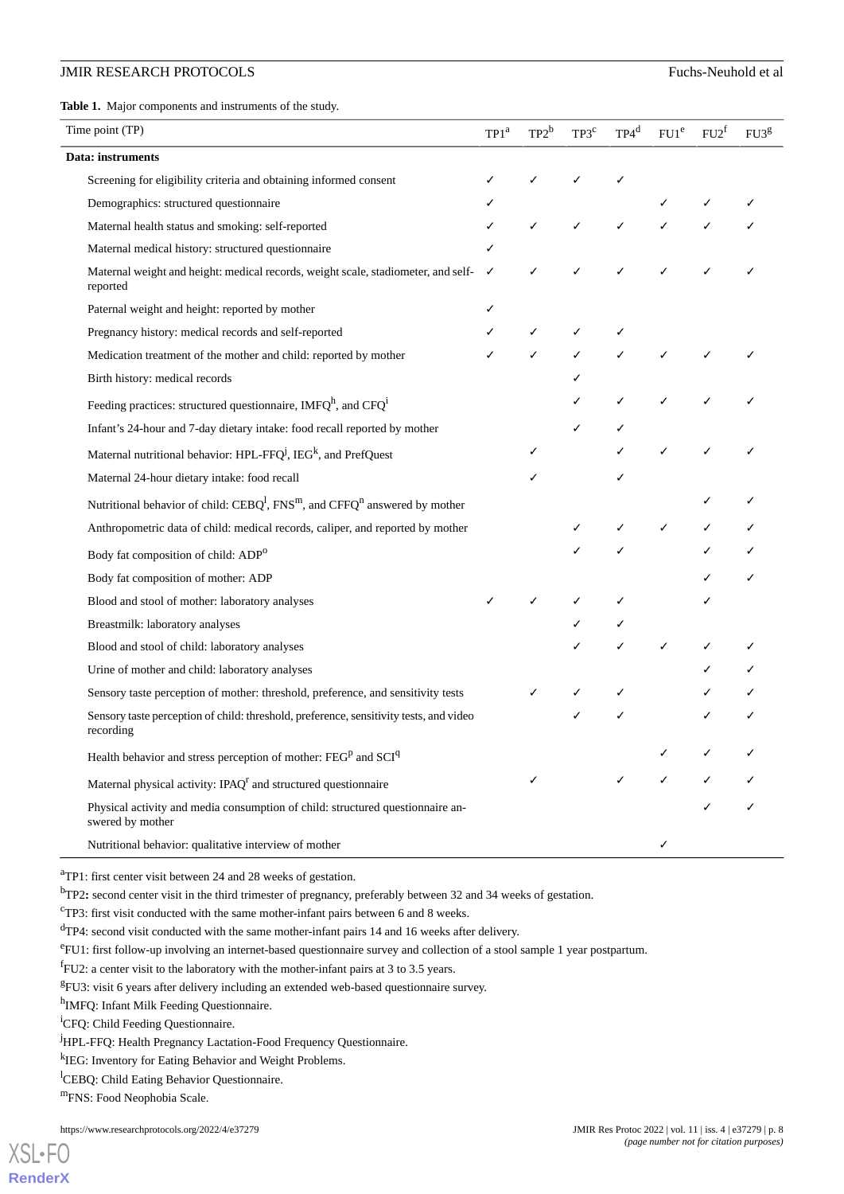**Table 1.** Major components and instruments of the study.

| Time point (TP) | TP1[a] | TP2[b] | TP3[c] | TP4[d] | FU1[e] | FU2[f] | FU3[g] |
|---|---|---|---|---|---|---|---|
| **Data: instruments** | | | | | | | |
| Screening for eligibility criteria and obtaining informed consent | ✓ | ✓ | ✓ | ✓ | | | |
| Demographics: structured questionnaire | ✓ | | | | ✓ | ✓ | ✓ |
| Maternal health status and smoking: self-reported | ✓ | ✓ | ✓ | ✓ | ✓ | ✓ | ✓ |
| Maternal medical history: structured questionnaire | ✓ | | | | | | |
| Maternal weight and height: medical records, weight scale, stadiometer, and self-reported | ✓ | ✓ | ✓ | ✓ | ✓ | ✓ | ✓ |
| Paternal weight and height: reported by mother | ✓ | | | | | | |
| Pregnancy history: medical records and self-reported | ✓ | ✓ | ✓ | ✓ | | | |
| Medication treatment of the mother and child: reported by mother | ✓ | ✓ | ✓ | ✓ | ✓ | ✓ | ✓ |
| Birth history: medical records | | | ✓ | | | | |
| Feeding practices: structured questionnaire, IMFQ[h], and CFQ[i] | | | ✓ | ✓ | ✓ | ✓ | ✓ |
| Infant's 24-hour and 7-day dietary intake: food recall reported by mother | | | ✓ | ✓ | | | |
| Maternal nutritional behavior: HPL-FFQ[j], IEG[k], and PrefQuest | | ✓ | | ✓ | ✓ | ✓ | ✓ |
| Maternal 24-hour dietary intake: food recall | | ✓ | | ✓ | | | |
| Nutritional behavior of child: CEBQ[l], FNS[m], and CFFQ[n] answered by mother | | | | | | ✓ | ✓ |
| Anthropometric data of child: medical records, caliper, and reported by mother | | | ✓ | ✓ | ✓ | ✓ | ✓ |
| Body fat composition of child: ADP[o] | | | ✓ | ✓ | | ✓ | ✓ |
| Body fat composition of mother: ADP | | | | | | ✓ | ✓ |
| Blood and stool of mother: laboratory analyses | ✓ | ✓ | ✓ | ✓ | | ✓ | |
| Breastmilk: laboratory analyses | | | ✓ | ✓ | | | |
| Blood and stool of child: laboratory analyses | | | ✓ | ✓ | ✓ | ✓ | ✓ |
| Urine of mother and child: laboratory analyses | | | | | | ✓ | ✓ |
| Sensory taste perception of mother: threshold, preference, and sensitivity tests | | ✓ | ✓ | ✓ | | ✓ | ✓ |
| Sensory taste perception of child: threshold, preference, sensitivity tests, and video recording | | | ✓ | ✓ | | ✓ | ✓ |
| Health behavior and stress perception of mother: FEG[p] and SCI[q] | | | | | ✓ | ✓ | ✓ |
| Maternal physical activity: IPAQ[r] and structured questionnaire | | ✓ | | ✓ | ✓ | ✓ | ✓ |
| Physical activity and media consumption of child: structured questionnaire answered by mother | | | | | | ✓ | ✓ |
| Nutritional behavior: qualitative interview of mother | | | | | ✓ | | |

[a]TP1: first center visit between 24 and 28 weeks of gestation.

[b]TP2: second center visit in the third trimester of pregnancy, preferably between 32 and 34 weeks of gestation.

[c]TP3: first visit conducted with the same mother-infant pairs between 6 and 8 weeks.

[d]TP4: second visit conducted with the same mother-infant pairs 14 and 16 weeks after delivery.

[e]FU1: first follow-up involving an internet-based questionnaire survey and collection of a stool sample 1 year postpartum.

[f]FU2: a center visit to the laboratory with the mother-infant pairs at 3 to 3.5 years.

[g]FU3: visit 6 years after delivery including an extended web-based questionnaire survey.

[h]IMFQ: Infant Milk Feeding Questionnaire.

[i]CFQ: Child Feeding Questionnaire.

[j]HPL-FFQ: Health Pregnancy Lactation-Food Frequency Questionnaire.

[k]IEG: Inventory for Eating Behavior and Weight Problems.

[l]CEBQ: Child Eating Behavior Questionnaire.

[m]FNS: Food Neophobia Scale.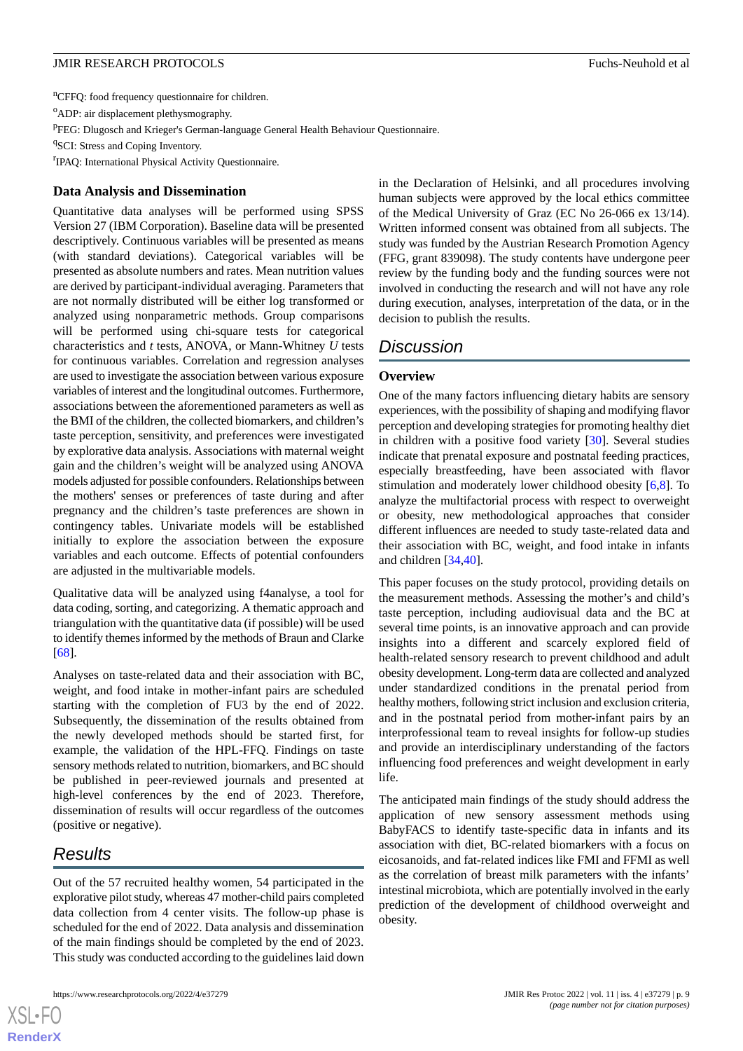[n]CFFQ: food frequency questionnaire for children.

[o]ADP: air displacement plethysmography.

[p]FEG: Dlugosch and Krieger's German-language General Health Behaviour Questionnaire.

[q]SCI: Stress and Coping Inventory.

[r]IPAQ: International Physical Activity Questionnaire.

### Data Analysis and Dissemination

Quantitative data analyses will be performed using SPSS Version 27 (IBM Corporation). Baseline data will be presented descriptively. Continuous variables will be presented as means (with standard deviations). Categorical variables will be presented as absolute numbers and rates. Mean nutrition values are derived by participant-individual averaging. Parameters that are not normally distributed will be either log transformed or analyzed using nonparametric methods. Group comparisons will be performed using chi-square tests for categorical characteristics and *t* tests, ANOVA, or Mann-Whitney *U* tests for continuous variables. Correlation and regression analyses are used to investigate the association between various exposure variables of interest and the longitudinal outcomes. Furthermore, associations between the aforementioned parameters as well as the BMI of the children, the collected biomarkers, and children's taste perception, sensitivity, and preferences were investigated by explorative data analysis. Associations with maternal weight gain and the children's weight will be analyzed using ANOVA models adjusted for possible confounders. Relationships between the mothers' senses or preferences of taste during and after pregnancy and the children's taste preferences are shown in contingency tables. Univariate models will be established initially to explore the association between the exposure variables and each outcome. Effects of potential confounders are adjusted in the multivariable models.

Qualitative data will be analyzed using f4analyse, a tool for data coding, sorting, and categorizing. A thematic approach and triangulation with the quantitative data (if possible) will be used to identify themes informed by the methods of Braun and Clarke [68].

Analyses on taste-related data and their association with BC, weight, and food intake in mother-infant pairs are scheduled starting with the completion of FU3 by the end of 2022. Subsequently, the dissemination of the results obtained from the newly developed methods should be started first, for example, the validation of the HPL-FFQ. Findings on taste sensory methods related to nutrition, biomarkers, and BC should be published in peer-reviewed journals and presented at high-level conferences by the end of 2023. Therefore, dissemination of results will occur regardless of the outcomes (positive or negative).

## Results

Out of the 57 recruited healthy women, 54 participated in the explorative pilot study, whereas 47 mother-child pairs completed data collection from 4 center visits. The follow-up phase is scheduled for the end of 2022. Data analysis and dissemination of the main findings should be completed by the end of 2023. This study was conducted according to the guidelines laid down in the Declaration of Helsinki, and all procedures involving human subjects were approved by the local ethics committee of the Medical University of Graz (EC No 26-066 ex 13/14). Written informed consent was obtained from all subjects. The study was funded by the Austrian Research Promotion Agency (FFG, grant 839098). The study contents have undergone peer review by the funding body and the funding sources were not involved in conducting the research and will not have any role during execution, analyses, interpretation of the data, or in the decision to publish the results.

## Discussion

### Overview

One of the many factors influencing dietary habits are sensory experiences, with the possibility of shaping and modifying flavor perception and developing strategies for promoting healthy diet in children with a positive food variety [30]. Several studies indicate that prenatal exposure and postnatal feeding practices, especially breastfeeding, have been associated with flavor stimulation and moderately lower childhood obesity [6,8]. To analyze the multifactorial process with respect to overweight or obesity, new methodological approaches that consider different influences are needed to study taste-related data and their association with BC, weight, and food intake in infants and children [34,40].

This paper focuses on the study protocol, providing details on the measurement methods. Assessing the mother's and child's taste perception, audiovisual data and the BC at several time points, is an innovative approach and can provide insights into a different and scarcely explored field of health-related sensory research to prevent childhood and adult obesity development. Long-term data are collected and analyzed under standardized conditions in the prenatal period from healthy mothers, following strict inclusion and exclusion criteria, and in the postnatal period from mother-infant pairs by an interprofessional team to reveal insights for follow-up studies and provide an interdisciplinary understanding of the factors influencing food preferences and weight development in early life.

The anticipated main findings of the study should address the application of new sensory assessment methods using BabyFACS to identify taste-specific data in infants and its association with diet, BC-related biomarkers with a focus on eicosanoids, and fat-related indices like FMI and FFMI as well as the correlation of breast milk parameters with the infants' intestinal microbiota, which are potentially involved in the early prediction of the development of childhood overweight and obesity.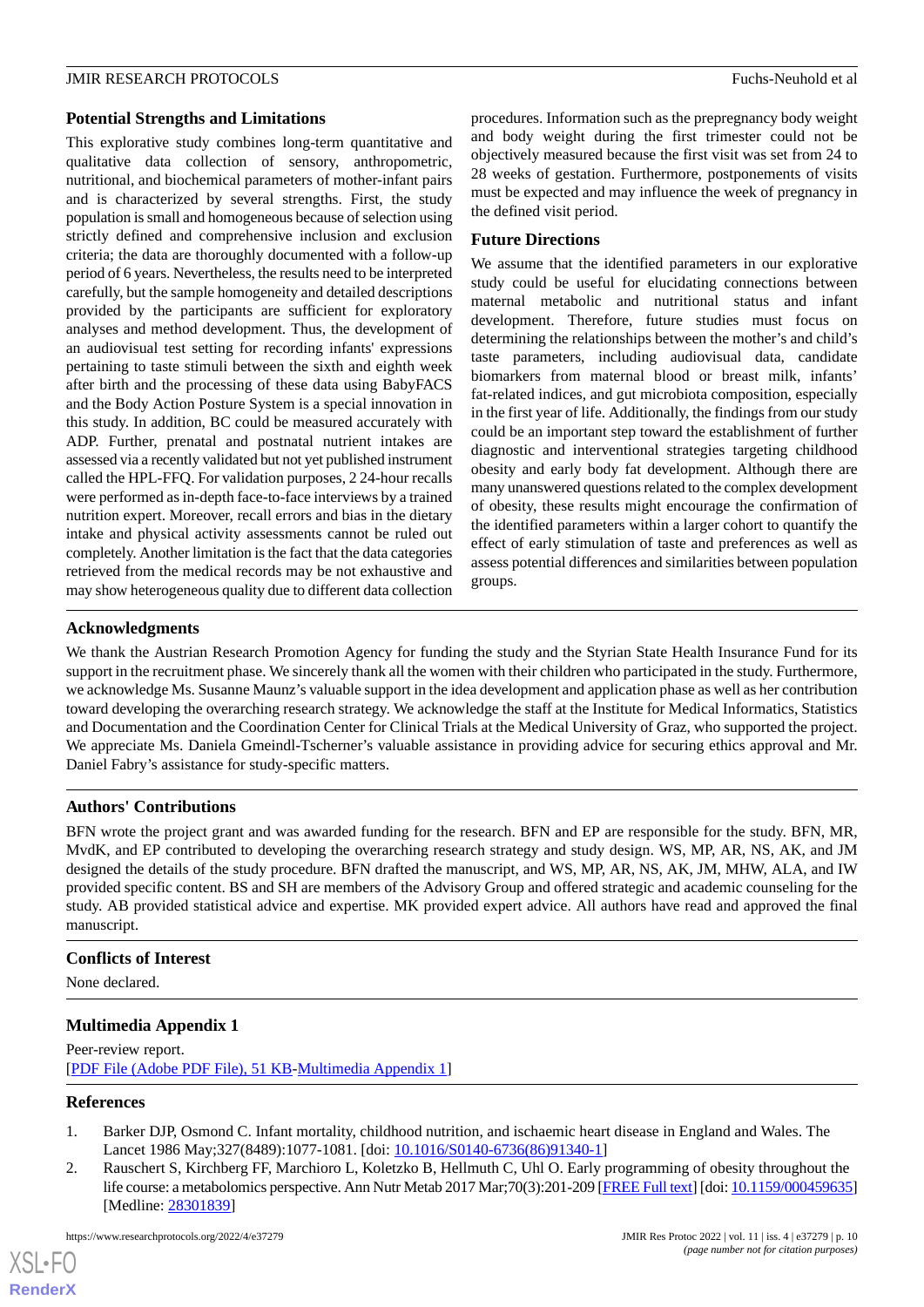### Potential Strengths and Limitations

This explorative study combines long-term quantitative and qualitative data collection of sensory, anthropometric, nutritional, and biochemical parameters of mother-infant pairs and is characterized by several strengths. First, the study population is small and homogeneous because of selection using strictly defined and comprehensive inclusion and exclusion criteria; the data are thoroughly documented with a follow-up period of 6 years. Nevertheless, the results need to be interpreted carefully, but the sample homogeneity and detailed descriptions provided by the participants are sufficient for exploratory analyses and method development. Thus, the development of an audiovisual test setting for recording infants' expressions pertaining to taste stimuli between the sixth and eighth week after birth and the processing of these data using BabyFACS and the Body Action Posture System is a special innovation in this study. In addition, BC could be measured accurately with ADP. Further, prenatal and postnatal nutrient intakes are assessed via a recently validated but not yet published instrument called the HPL-FFQ. For validation purposes, 2 24-hour recalls were performed as in-depth face-to-face interviews by a trained nutrition expert. Moreover, recall errors and bias in the dietary intake and physical activity assessments cannot be ruled out completely. Another limitation is the fact that the data categories retrieved from the medical records may be not exhaustive and may show heterogeneous quality due to different data collection procedures. Information such as the prepregnancy body weight and body weight during the first trimester could not be objectively measured because the first visit was set from 24 to 28 weeks of gestation. Furthermore, postponements of visits must be expected and may influence the week of pregnancy in the defined visit period.

### Future Directions

We assume that the identified parameters in our explorative study could be useful for elucidating connections between maternal metabolic and nutritional status and infant development. Therefore, future studies must focus on determining the relationships between the mother's and child's taste parameters, including audiovisual data, candidate biomarkers from maternal blood or breast milk, infants' fat-related indices, and gut microbiota composition, especially in the first year of life. Additionally, the findings from our study could be an important step toward the establishment of further diagnostic and interventional strategies targeting childhood obesity and early body fat development. Although there are many unanswered questions related to the complex development of obesity, these results might encourage the confirmation of the identified parameters within a larger cohort to quantify the effect of early stimulation of taste and preferences as well as assess potential differences and similarities between population groups.

## Acknowledgments

We thank the Austrian Research Promotion Agency for funding the study and the Styrian State Health Insurance Fund for its support in the recruitment phase. We sincerely thank all the women with their children who participated in the study. Furthermore, we acknowledge Ms. Susanne Maunz's valuable support in the idea development and application phase as well as her contribution toward developing the overarching research strategy. We acknowledge the staff at the Institute for Medical Informatics, Statistics and Documentation and the Coordination Center for Clinical Trials at the Medical University of Graz, who supported the project. We appreciate Ms. Daniela Gmeindl-Tscherner's valuable assistance in providing advice for securing ethics approval and Mr. Daniel Fabry's assistance for study-specific matters.

## Authors' Contributions

BFN wrote the project grant and was awarded funding for the research. BFN and EP are responsible for the study. BFN, MR, MvdK, and EP contributed to developing the overarching research strategy and study design. WS, MP, AR, NS, AK, and JM designed the details of the study procedure. BFN drafted the manuscript, and WS, MP, AR, NS, AK, JM, MHW, ALA, and IW provided specific content. BS and SH are members of the Advisory Group and offered strategic and academic counseling for the study. AB provided statistical advice and expertise. MK provided expert advice. All authors have read and approved the final manuscript.

## Conflicts of Interest

None declared.

## Multimedia Appendix 1

Peer-review report.
[PDF File (Adobe PDF File), 51 KB-Multimedia Appendix 1]

## References

1. Barker DJP, Osmond C. Infant mortality, childhood nutrition, and ischaemic heart disease in England and Wales. The Lancet 1986 May;327(8489):1077-1081. [doi: 10.1016/S0140-6736(86)91340-1]
2. Rauschert S, Kirchberg FF, Marchioro L, Koletzko B, Hellmuth C, Uhl O. Early programming of obesity throughout the life course: a metabolomics perspective. Ann Nutr Metab 2017 Mar;70(3):201-209 [FREE Full text] [doi: 10.1159/000459635] [Medline: 28301839]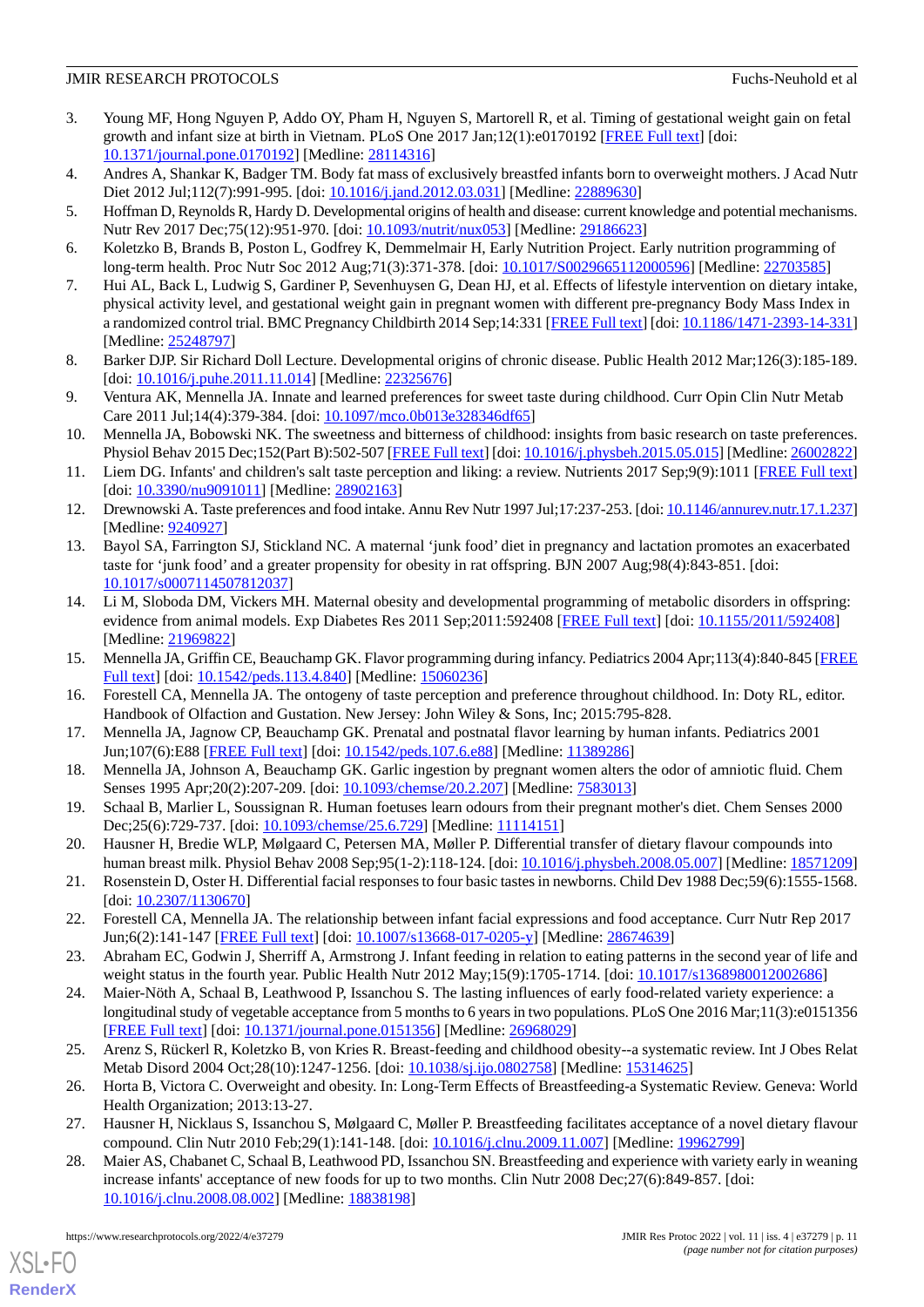3. Young MF, Hong Nguyen P, Addo OY, Pham H, Nguyen S, Martorell R, et al. Timing of gestational weight gain on fetal growth and infant size at birth in Vietnam. PLoS One 2017 Jan;12(1):e0170192 [FREE Full text] [doi: 10.1371/journal.pone.0170192] [Medline: 28114316]
4. Andres A, Shankar K, Badger TM. Body fat mass of exclusively breastfed infants born to overweight mothers. J Acad Nutr Diet 2012 Jul;112(7):991-995. [doi: 10.1016/j.jand.2012.03.031] [Medline: 22889630]
5. Hoffman D, Reynolds R, Hardy D. Developmental origins of health and disease: current knowledge and potential mechanisms. Nutr Rev 2017 Dec;75(12):951-970. [doi: 10.1093/nutrit/nux053] [Medline: 29186623]
6. Koletzko B, Brands B, Poston L, Godfrey K, Demmelmair H, Early Nutrition Project. Early nutrition programming of long-term health. Proc Nutr Soc 2012 Aug;71(3):371-378. [doi: 10.1017/S0029665112000596] [Medline: 22703585]
7. Hui AL, Back L, Ludwig S, Gardiner P, Sevenhuysen G, Dean HJ, et al. Effects of lifestyle intervention on dietary intake, physical activity level, and gestational weight gain in pregnant women with different pre-pregnancy Body Mass Index in a randomized control trial. BMC Pregnancy Childbirth 2014 Sep;14:331 [FREE Full text] [doi: 10.1186/1471-2393-14-331] [Medline: 25248797]
8. Barker DJP. Sir Richard Doll Lecture. Developmental origins of chronic disease. Public Health 2012 Mar;126(3):185-189. [doi: 10.1016/j.puhe.2011.11.014] [Medline: 22325676]
9. Ventura AK, Mennella JA. Innate and learned preferences for sweet taste during childhood. Curr Opin Clin Nutr Metab Care 2011 Jul;14(4):379-384. [doi: 10.1097/mco.0b013e328346df65]
10. Mennella JA, Bobowski NK. The sweetness and bitterness of childhood: insights from basic research on taste preferences. Physiol Behav 2015 Dec;152(Part B):502-507 [FREE Full text] [doi: 10.1016/j.physbeh.2015.05.015] [Medline: 26002822]
11. Liem DG. Infants' and children's salt taste perception and liking: a review. Nutrients 2017 Sep;9(9):1011 [FREE Full text] [doi: 10.3390/nu9091011] [Medline: 28902163]
12. Drewnowski A. Taste preferences and food intake. Annu Rev Nutr 1997 Jul;17:237-253. [doi: 10.1146/annurev.nutr.17.1.237] [Medline: 9240927]
13. Bayol SA, Farrington SJ, Stickland NC. A maternal 'junk food' diet in pregnancy and lactation promotes an exacerbated taste for 'junk food' and a greater propensity for obesity in rat offspring. BJN 2007 Aug;98(4):843-851. [doi: 10.1017/s0007114507812037]
14. Li M, Sloboda DM, Vickers MH. Maternal obesity and developmental programming of metabolic disorders in offspring: evidence from animal models. Exp Diabetes Res 2011 Sep;2011:592408 [FREE Full text] [doi: 10.1155/2011/592408] [Medline: 21969822]
15. Mennella JA, Griffin CE, Beauchamp GK. Flavor programming during infancy. Pediatrics 2004 Apr;113(4):840-845 [FREE Full text] [doi: 10.1542/peds.113.4.840] [Medline: 15060236]
16. Forestell CA, Mennella JA. The ontogeny of taste perception and preference throughout childhood. In: Doty RL, editor. Handbook of Olfaction and Gustation. New Jersey: John Wiley & Sons, Inc; 2015:795-828.
17. Mennella JA, Jagnow CP, Beauchamp GK. Prenatal and postnatal flavor learning by human infants. Pediatrics 2001 Jun;107(6):E88 [FREE Full text] [doi: 10.1542/peds.107.6.e88] [Medline: 11389286]
18. Mennella JA, Johnson A, Beauchamp GK. Garlic ingestion by pregnant women alters the odor of amniotic fluid. Chem Senses 1995 Apr;20(2):207-209. [doi: 10.1093/chemse/20.2.207] [Medline: 7583013]
19. Schaal B, Marlier L, Soussignan R. Human foetuses learn odours from their pregnant mother's diet. Chem Senses 2000 Dec;25(6):729-737. [doi: 10.1093/chemse/25.6.729] [Medline: 11114151]
20. Hausner H, Bredie WLP, Mølgaard C, Petersen MA, Møller P. Differential transfer of dietary flavour compounds into human breast milk. Physiol Behav 2008 Sep;95(1-2):118-124. [doi: 10.1016/j.physbeh.2008.05.007] [Medline: 18571209]
21. Rosenstein D, Oster H. Differential facial responses to four basic tastes in newborns. Child Dev 1988 Dec;59(6):1555-1568. [doi: 10.2307/1130670]
22. Forestell CA, Mennella JA. The relationship between infant facial expressions and food acceptance. Curr Nutr Rep 2017 Jun;6(2):141-147 [FREE Full text] [doi: 10.1007/s13668-017-0205-y] [Medline: 28674639]
23. Abraham EC, Godwin J, Sherriff A, Armstrong J. Infant feeding in relation to eating patterns in the second year of life and weight status in the fourth year. Public Health Nutr 2012 May;15(9):1705-1714. [doi: 10.1017/s1368980012002686]
24. Maier-Nöth A, Schaal B, Leathwood P, Issanchou S. The lasting influences of early food-related variety experience: a longitudinal study of vegetable acceptance from 5 months to 6 years in two populations. PLoS One 2016 Mar;11(3):e0151356 [FREE Full text] [doi: 10.1371/journal.pone.0151356] [Medline: 26968029]
25. Arenz S, Rückerl R, Koletzko B, von Kries R. Breast-feeding and childhood obesity--a systematic review. Int J Obes Relat Metab Disord 2004 Oct;28(10):1247-1256. [doi: 10.1038/sj.ijo.0802758] [Medline: 15314625]
26. Horta B, Victora C. Overweight and obesity. In: Long-Term Effects of Breastfeeding-a Systematic Review. Geneva: World Health Organization; 2013:13-27.
27. Hausner H, Nicklaus S, Issanchou S, Mølgaard C, Møller P. Breastfeeding facilitates acceptance of a novel dietary flavour compound. Clin Nutr 2010 Feb;29(1):141-148. [doi: 10.1016/j.clnu.2009.11.007] [Medline: 19962799]
28. Maier AS, Chabanet C, Schaal B, Leathwood PD, Issanchou SN. Breastfeeding and experience with variety early in weaning increase infants' acceptance of new foods for up to two months. Clin Nutr 2008 Dec;27(6):849-857. [doi: 10.1016/j.clnu.2008.08.002] [Medline: 18838198]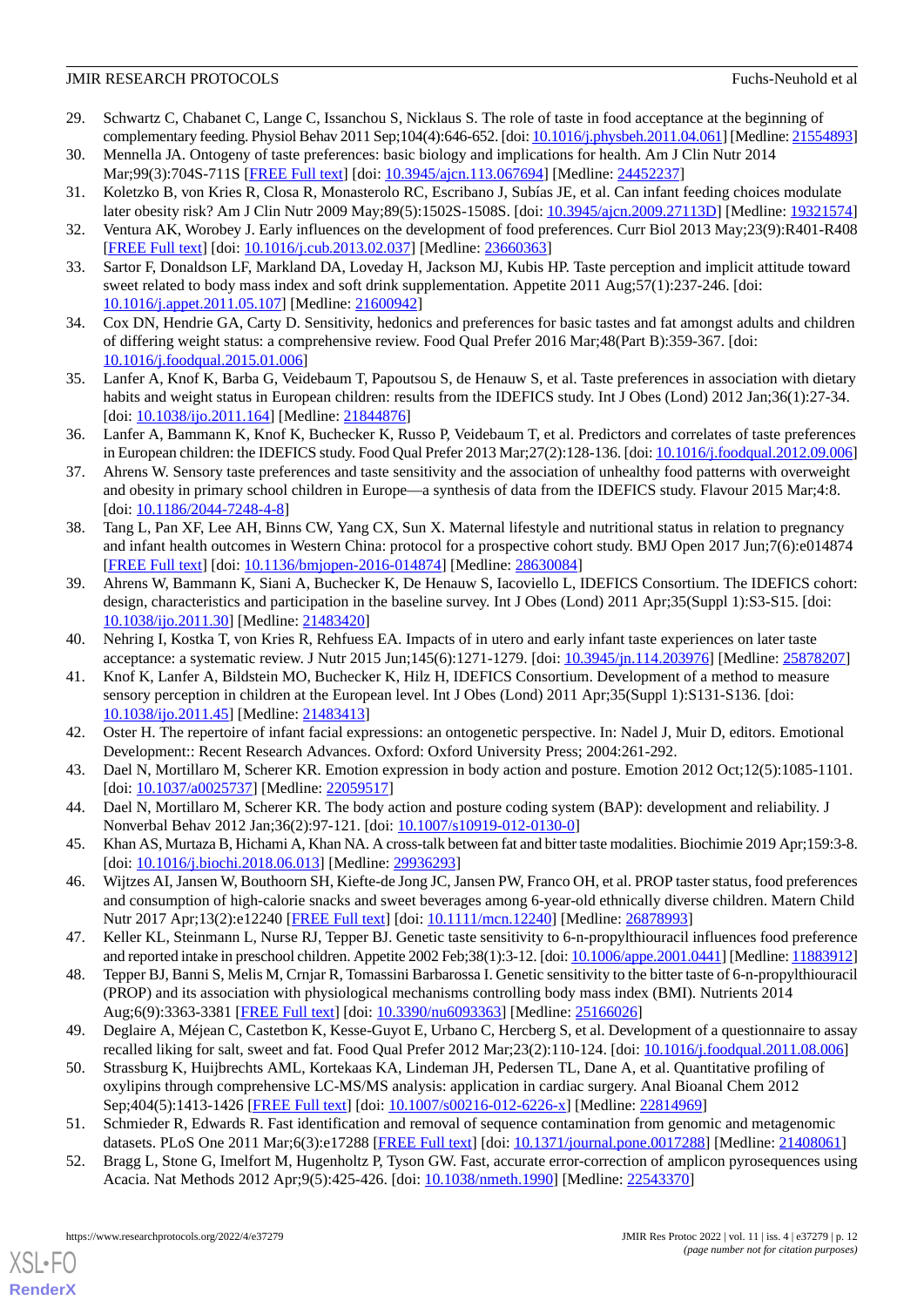29. Schwartz C, Chabanet C, Lange C, Issanchou S, Nicklaus S. The role of taste in food acceptance at the beginning of complementary feeding. Physiol Behav 2011 Sep;104(4):646-652. [doi: 10.1016/j.physbeh.2011.04.061] [Medline: 21554893]
30. Mennella JA. Ontogeny of taste preferences: basic biology and implications for health. Am J Clin Nutr 2014 Mar;99(3):704S-711S [FREE Full text] [doi: 10.3945/ajcn.113.067694] [Medline: 24452237]
31. Koletzko B, von Kries R, Closa R, Monasterolo RC, Escribano J, Subías JE, et al. Can infant feeding choices modulate later obesity risk? Am J Clin Nutr 2009 May;89(5):1502S-1508S. [doi: 10.3945/ajcn.2009.27113D] [Medline: 19321574]
32. Ventura AK, Worobey J. Early influences on the development of food preferences. Curr Biol 2013 May;23(9):R401-R408 [FREE Full text] [doi: 10.1016/j.cub.2013.02.037] [Medline: 23660363]
33. Sartor F, Donaldson LF, Markland DA, Loveday H, Jackson MJ, Kubis HP. Taste perception and implicit attitude toward sweet related to body mass index and soft drink supplementation. Appetite 2011 Aug;57(1):237-246. [doi: 10.1016/j.appet.2011.05.107] [Medline: 21600942]
34. Cox DN, Hendrie GA, Carty D. Sensitivity, hedonics and preferences for basic tastes and fat amongst adults and children of differing weight status: a comprehensive review. Food Qual Prefer 2016 Mar;48(Part B):359-367. [doi: 10.1016/j.foodqual.2015.01.006]
35. Lanfer A, Knof K, Barba G, Veidebaum T, Papoutsou S, de Henauw S, et al. Taste preferences in association with dietary habits and weight status in European children: results from the IDEFICS study. Int J Obes (Lond) 2012 Jan;36(1):27-34. [doi: 10.1038/ijo.2011.164] [Medline: 21844876]
36. Lanfer A, Bammann K, Knof K, Buchecker K, Russo P, Veidebaum T, et al. Predictors and correlates of taste preferences in European children: the IDEFICS study. Food Qual Prefer 2013 Mar;27(2):128-136. [doi: 10.1016/j.foodqual.2012.09.006]
37. Ahrens W. Sensory taste preferences and taste sensitivity and the association of unhealthy food patterns with overweight and obesity in primary school children in Europe—a synthesis of data from the IDEFICS study. Flavour 2015 Mar;4:8. [doi: 10.1186/2044-7248-4-8]
38. Tang L, Pan XF, Lee AH, Binns CW, Yang CX, Sun X. Maternal lifestyle and nutritional status in relation to pregnancy and infant health outcomes in Western China: protocol for a prospective cohort study. BMJ Open 2017 Jun;7(6):e014874 [FREE Full text] [doi: 10.1136/bmjopen-2016-014874] [Medline: 28630084]
39. Ahrens W, Bammann K, Siani A, Buchecker K, De Henauw S, Iacoviello L, IDEFICS Consortium. The IDEFICS cohort: design, characteristics and participation in the baseline survey. Int J Obes (Lond) 2011 Apr;35(Suppl 1):S3-S15. [doi: 10.1038/ijo.2011.30] [Medline: 21483420]
40. Nehring I, Kostka T, von Kries R, Rehfuess EA. Impacts of in utero and early infant taste experiences on later taste acceptance: a systematic review. J Nutr 2015 Jun;145(6):1271-1279. [doi: 10.3945/jn.114.203976] [Medline: 25878207]
41. Knof K, Lanfer A, Bildstein MO, Buchecker K, Hilz H, IDEFICS Consortium. Development of a method to measure sensory perception in children at the European level. Int J Obes (Lond) 2011 Apr;35(Suppl 1):S131-S136. [doi: 10.1038/ijo.2011.45] [Medline: 21483413]
42. Oster H. The repertoire of infant facial expressions: an ontogenetic perspective. In: Nadel J, Muir D, editors. Emotional Development:: Recent Research Advances. Oxford: Oxford University Press; 2004:261-292.
43. Dael N, Mortillaro M, Scherer KR. Emotion expression in body action and posture. Emotion 2012 Oct;12(5):1085-1101. [doi: 10.1037/a0025737] [Medline: 22059517]
44. Dael N, Mortillaro M, Scherer KR. The body action and posture coding system (BAP): development and reliability. J Nonverbal Behav 2012 Jan;36(2):97-121. [doi: 10.1007/s10919-012-0130-0]
45. Khan AS, Murtaza B, Hichami A, Khan NA. A cross-talk between fat and bitter taste modalities. Biochimie 2019 Apr;159:3-8. [doi: 10.1016/j.biochi.2018.06.013] [Medline: 29936293]
46. Wijtzes AI, Jansen W, Bouthoorn SH, Kiefte-de Jong JC, Jansen PW, Franco OH, et al. PROP taster status, food preferences and consumption of high-calorie snacks and sweet beverages among 6-year-old ethnically diverse children. Matern Child Nutr 2017 Apr;13(2):e12240 [FREE Full text] [doi: 10.1111/mcn.12240] [Medline: 26878993]
47. Keller KL, Steinmann L, Nurse RJ, Tepper BJ. Genetic taste sensitivity to 6-n-propylthiouracil influences food preference and reported intake in preschool children. Appetite 2002 Feb;38(1):3-12. [doi: 10.1006/appe.2001.0441] [Medline: 11883912]
48. Tepper BJ, Banni S, Melis M, Crnjar R, Tomassini Barbarossa I. Genetic sensitivity to the bitter taste of 6-n-propylthiouracil (PROP) and its association with physiological mechanisms controlling body mass index (BMI). Nutrients 2014 Aug;6(9):3363-3381 [FREE Full text] [doi: 10.3390/nu6093363] [Medline: 25166026]
49. Deglaire A, Méjean C, Castetbon K, Kesse-Guyot E, Urbano C, Hercberg S, et al. Development of a questionnaire to assay recalled liking for salt, sweet and fat. Food Qual Prefer 2012 Mar;23(2):110-124. [doi: 10.1016/j.foodqual.2011.08.006]
50. Strassburg K, Huijbrechts AML, Kortekaas KA, Lindeman JH, Pedersen TL, Dane A, et al. Quantitative profiling of oxylipins through comprehensive LC-MS/MS analysis: application in cardiac surgery. Anal Bioanal Chem 2012 Sep;404(5):1413-1426 [FREE Full text] [doi: 10.1007/s00216-012-6226-x] [Medline: 22814969]
51. Schmieder R, Edwards R. Fast identification and removal of sequence contamination from genomic and metagenomic datasets. PLoS One 2011 Mar;6(3):e17288 [FREE Full text] [doi: 10.1371/journal.pone.0017288] [Medline: 21408061]
52. Bragg L, Stone G, Imelfort M, Hugenholtz P, Tyson GW. Fast, accurate error-correction of amplicon pyrosequences using Acacia. Nat Methods 2012 Apr;9(5):425-426. [doi: 10.1038/nmeth.1990] [Medline: 22543370]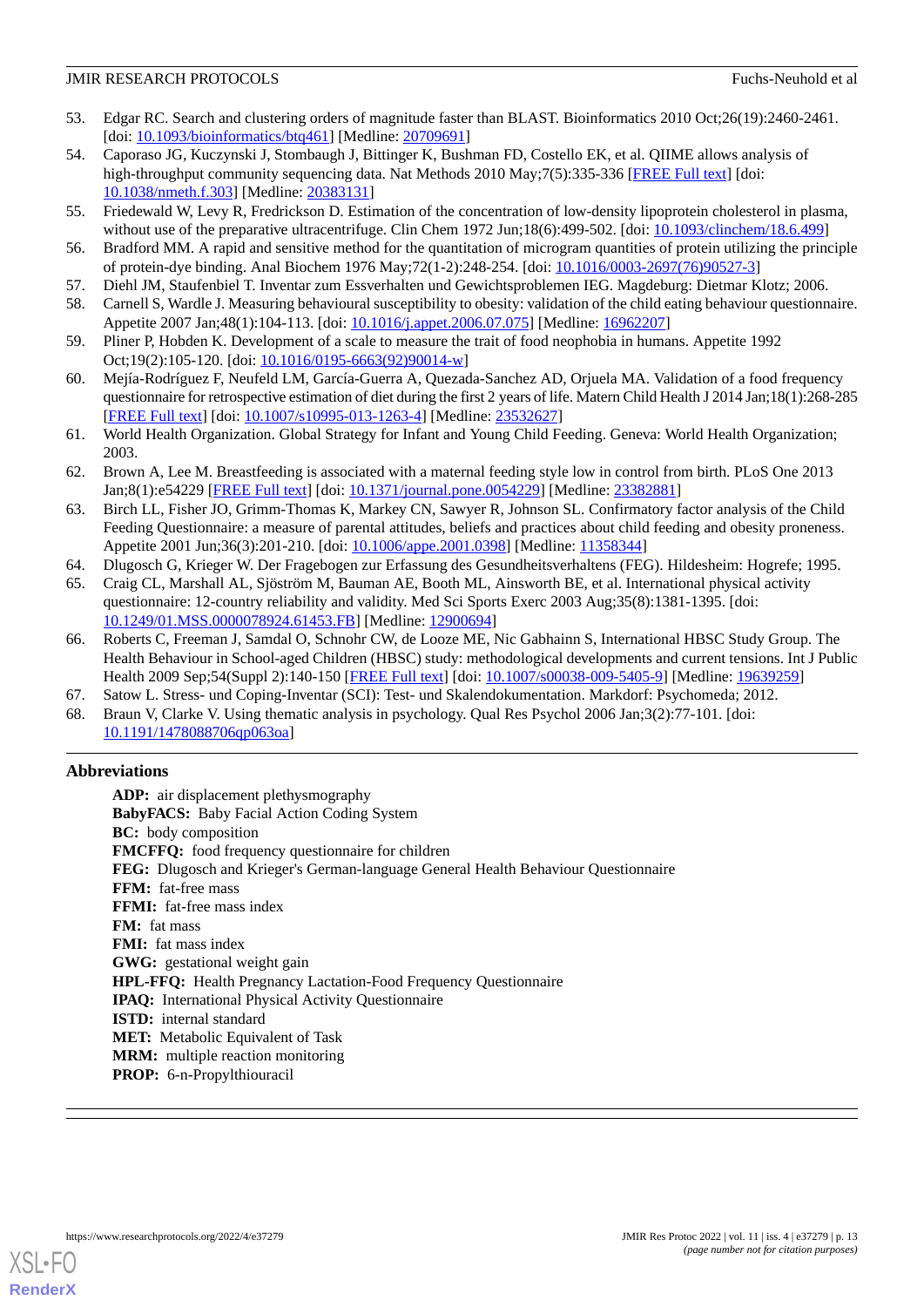53. Edgar RC. Search and clustering orders of magnitude faster than BLAST. Bioinformatics 2010 Oct;26(19):2460-2461. [doi: 10.1093/bioinformatics/btq461] [Medline: 20709691]
54. Caporaso JG, Kuczynski J, Stombaugh J, Bittinger K, Bushman FD, Costello EK, et al. QIIME allows analysis of high-throughput community sequencing data. Nat Methods 2010 May;7(5):335-336 [FREE Full text] [doi: 10.1038/nmeth.f.303] [Medline: 20383131]
55. Friedewald W, Levy R, Fredrickson D. Estimation of the concentration of low-density lipoprotein cholesterol in plasma, without use of the preparative ultracentrifuge. Clin Chem 1972 Jun;18(6):499-502. [doi: 10.1093/clinchem/18.6.499]
56. Bradford MM. A rapid and sensitive method for the quantitation of microgram quantities of protein utilizing the principle of protein-dye binding. Anal Biochem 1976 May;72(1-2):248-254. [doi: 10.1016/0003-2697(76)90527-3]
57. Diehl JM, Staufenbiel T. Inventar zum Essverhalten und Gewichtsproblemen IEG. Magdeburg: Dietmar Klotz; 2006.
58. Carnell S, Wardle J. Measuring behavioural susceptibility to obesity: validation of the child eating behaviour questionnaire. Appetite 2007 Jan;48(1):104-113. [doi: 10.1016/j.appet.2006.07.075] [Medline: 16962207]
59. Pliner P, Hobden K. Development of a scale to measure the trait of food neophobia in humans. Appetite 1992 Oct;19(2):105-120. [doi: 10.1016/0195-6663(92)90014-w]
60. Mejía-Rodríguez F, Neufeld LM, García-Guerra A, Quezada-Sanchez AD, Orjuela MA. Validation of a food frequency questionnaire for retrospective estimation of diet during the first 2 years of life. Matern Child Health J 2014 Jan;18(1):268-285 [FREE Full text] [doi: 10.1007/s10995-013-1263-4] [Medline: 23532627]
61. World Health Organization. Global Strategy for Infant and Young Child Feeding. Geneva: World Health Organization; 2003.
62. Brown A, Lee M. Breastfeeding is associated with a maternal feeding style low in control from birth. PLoS One 2013 Jan;8(1):e54229 [FREE Full text] [doi: 10.1371/journal.pone.0054229] [Medline: 23382881]
63. Birch LL, Fisher JO, Grimm-Thomas K, Markey CN, Sawyer R, Johnson SL. Confirmatory factor analysis of the Child Feeding Questionnaire: a measure of parental attitudes, beliefs and practices about child feeding and obesity proneness. Appetite 2001 Jun;36(3):201-210. [doi: 10.1006/appe.2001.0398] [Medline: 11358344]
64. Dlugosch G, Krieger W. Der Fragebogen zur Erfassung des Gesundheitsverhaltens (FEG). Hildesheim: Hogrefe; 1995.
65. Craig CL, Marshall AL, Sjöström M, Bauman AE, Booth ML, Ainsworth BE, et al. International physical activity questionnaire: 12-country reliability and validity. Med Sci Sports Exerc 2003 Aug;35(8):1381-1395. [doi: 10.1249/01.MSS.0000078924.61453.FB] [Medline: 12900694]
66. Roberts C, Freeman J, Samdal O, Schnohr CW, de Looze ME, Nic Gabhainn S, International HBSC Study Group. The Health Behaviour in School-aged Children (HBSC) study: methodological developments and current tensions. Int J Public Health 2009 Sep;54(Suppl 2):140-150 [FREE Full text] [doi: 10.1007/s00038-009-5405-9] [Medline: 19639259]
67. Satow L. Stress- und Coping-Inventar (SCI): Test- und Skalendokumentation. Markdorf: Psychomeda; 2012.
68. Braun V, Clarke V. Using thematic analysis in psychology. Qual Res Psychol 2006 Jan;3(2):77-101. [doi: 10.1191/1478088706qp063oa]

## Abbreviations

**ADP:** air displacement plethysmography
**BabyFACS:** Baby Facial Action Coding System
**BC:** body composition
**FMCFFQ:** food frequency questionnaire for children
**FEG:** Dlugosch and Krieger's German-language General Health Behaviour Questionnaire
**FFM:** fat-free mass
**FFMI:** fat-free mass index
**FM:** fat mass
**FMI:** fat mass index
**GWG:** gestational weight gain
**HPL-FFQ:** Health Pregnancy Lactation-Food Frequency Questionnaire
**IPAQ:** International Physical Activity Questionnaire
**ISTD:** internal standard
**MET:** Metabolic Equivalent of Task
**MRM:** multiple reaction monitoring
**PROP:** 6-n-Propylthiouracil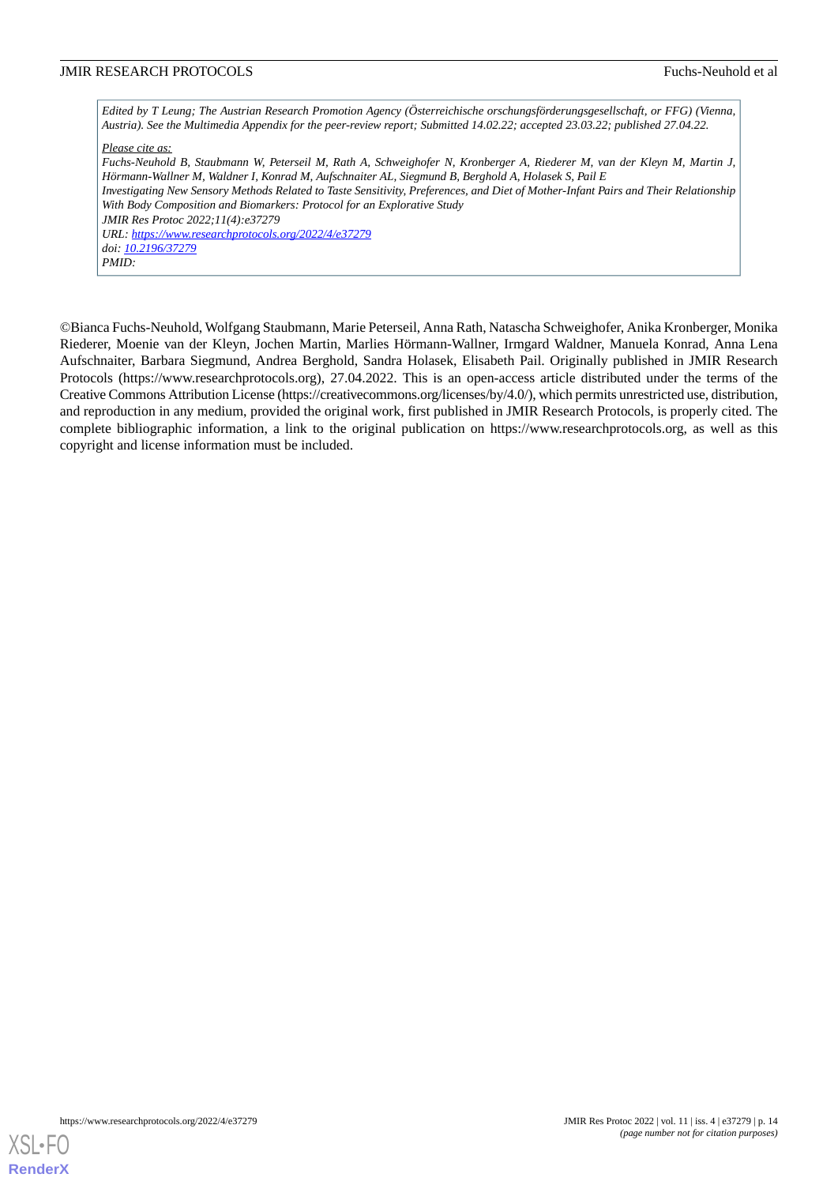*Edited by T Leung; The Austrian Research Promotion Agency (Österreichische orschungsförderungsgesellschaft, or FFG) (Vienna, Austria). See the Multimedia Appendix for the peer-review report; Submitted 14.02.22; accepted 23.03.22; published 27.04.22.*

*Please cite as:*
*Fuchs-Neuhold B, Staubmann W, Peterseil M, Rath A, Schweighofer N, Kronberger A, Riederer M, van der Kleyn M, Martin J, Hörmann-Wallner M, Waldner I, Konrad M, Aufschnaiter AL, Siegmund B, Berghold A, Holasek S, Pail E*
*Investigating New Sensory Methods Related to Taste Sensitivity, Preferences, and Diet of Mother-Infant Pairs and Their Relationship With Body Composition and Biomarkers: Protocol for an Explorative Study*
*JMIR Res Protoc 2022;11(4):e37279*
*URL: https://www.researchprotocols.org/2022/4/e37279*
*doi: 10.2196/37279*
*PMID:*

©Bianca Fuchs-Neuhold, Wolfgang Staubmann, Marie Peterseil, Anna Rath, Natascha Schweighofer, Anika Kronberger, Monika Riederer, Moenie van der Kleyn, Jochen Martin, Marlies Hörmann-Wallner, Irmgard Waldner, Manuela Konrad, Anna Lena Aufschnaiter, Barbara Siegmund, Andrea Berghold, Sandra Holasek, Elisabeth Pail. Originally published in JMIR Research Protocols (https://www.researchprotocols.org), 27.04.2022. This is an open-access article distributed under the terms of the Creative Commons Attribution License (https://creativecommons.org/licenses/by/4.0/), which permits unrestricted use, distribution, and reproduction in any medium, provided the original work, first published in JMIR Research Protocols, is properly cited. The complete bibliographic information, a link to the original publication on https://www.researchprotocols.org, as well as this copyright and license information must be included.